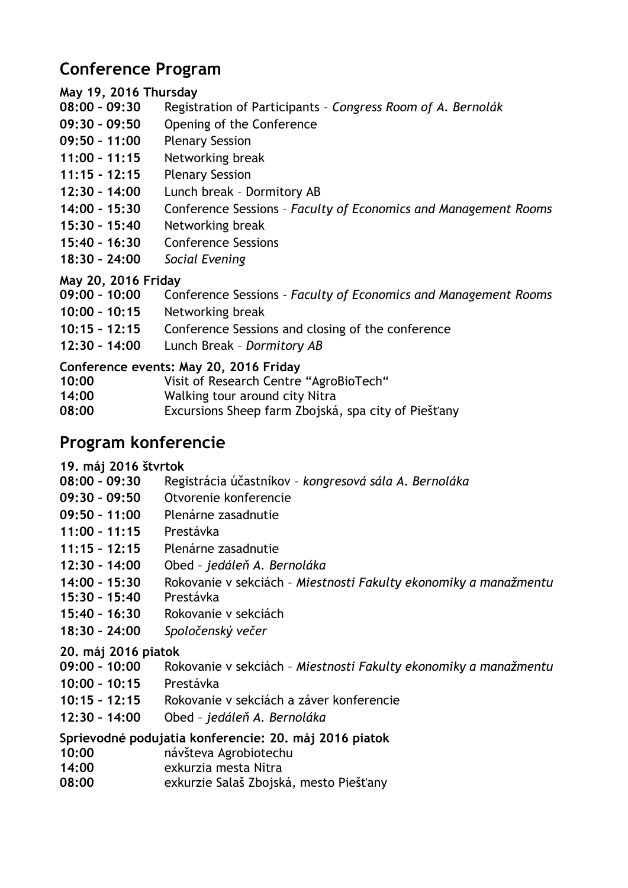## Conference Program

**May 19, 2016 Thursday**

**08:00 – 09:30** Registration of Participants – *Congress Room of A. Bernolák*
**09:30 – 09:50** Opening of the Conference
**09:50 – 11:00** Plenary Session
**11:00 – 11:15** Networking break
**11:15 - 12:15** Plenary Session
**12:30 – 14:00** Lunch break – Dormitory AB
**14:00 - 15:30** Conference Sessions – *Faculty of Economics and Management Rooms*
**15:30 - 15:40** Networking break
**15:40 – 16:30** Conference Sessions
**18:30 – 24:00** *Social Evening*

**May 20, 2016 Friday**

**09:00 – 10:00** Conference Sessions - *Faculty of Economics and Management Rooms*
**10:00 – 10:15** Networking break
**10:15 – 12:15** Conference Sessions and closing of the conference
**12:30 – 14:00** Lunch Break – *Dormitory AB*

**Conference events: May 20, 2016 Friday**

**10:00** Visit of Research Centre "AgroBioTech"
**14:00** Walking tour around city Nitra
**08:00** Excursions Sheep farm Zbojská, spa city of Piešťany

## Program konferencie

**19. máj 2016 štvrtok**

**08:00 – 09:30** Registrácia účastníkov – *kongresová sála A. Bernoláka*
**09:30 – 09:50** Otvorenie konferencie
**09:50 – 11:00** Plenárne zasadnutie
**11:00 – 11:15** Prestávka
**11:15 – 12:15** Plenárne zasadnutie
**12:30 - 14:00** Obed – *jedáleň A. Bernoláka*
**14:00 – 15:30** Rokovanie v sekciách – *Miestnosti Fakulty ekonomiky a manažmentu*
**15:30 – 15:40** Prestávka
**15:40 – 16:30** Rokovanie v sekciách
**18:30 – 24:00** *Spoločenský večer*

**20. máj 2016 piatok**

**09:00 – 10:00** Rokovanie v sekciách – *Miestnosti Fakulty ekonomiky a manažmentu*
**10:00 – 10:15** Prestávka
**10:15 – 12:15** Rokovanie v sekciách a záver konferencie
**12:30 – 14:00** Obed – *jedáleň A. Bernoláka*

**Sprievodné podujatia konferencie: 20. máj 2016 piatok**

**10:00** návšteva Agrobiotechu
**14:00** exkurzia mesta Nitra
**08:00** exkurzie Salaš Zbojská, mesto Piešťany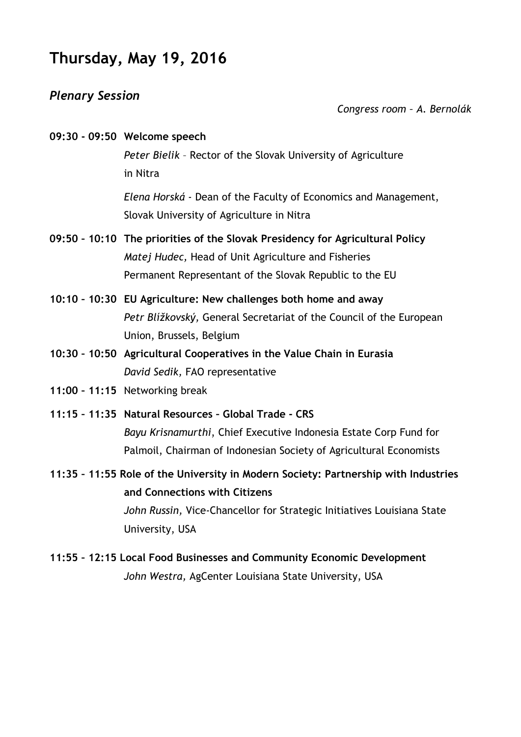# Thursday, May 19, 2016

## *Plenary Session*

*Congress room – A. Bernolák*

**09:30 - 09:50 Welcome speech**

*Peter Bielik* – Rector of the Slovak University of Agriculture in Nitra

*Elena Horská* - Dean of the Faculty of Economics and Management, Slovak University of Agriculture in Nitra

**09:50 – 10:10 The priorities of the Slovak Presidency for Agricultural Policy**

*Matej Hudec,* Head of Unit Agriculture and Fisheries Permanent Representant of the Slovak Republic to the EU

**10:10 – 10:30 EU Agriculture: New challenges both home and away**

*Petr Blížkovský,* General Secretariat of the Council of the European Union, Brussels, Belgium

**10:30 – 10:50 Agricultural Cooperatives in the Value Chain in Eurasia**

*David Sedik,* FAO representative

**11:00 – 11:15** Networking break

**11:15 – 11:35 Natural Resources – Global Trade - CRS**

*Bayu Krisnamurthi*, Chief Executive Indonesia Estate Corp Fund for Palmoil, Chairman of Indonesian Society of Agricultural Economists

**11:35 – 11:55 Role of the University in Modern Society: Partnership with Industries and Connections with Citizens**

*John Russin,* Vice-Chancellor for Strategic Initiatives Louisiana State University, USA

**11:55 – 12:15 Local Food Businesses and Community Economic Development**

*John Westra,* AgCenter Louisiana State University, USA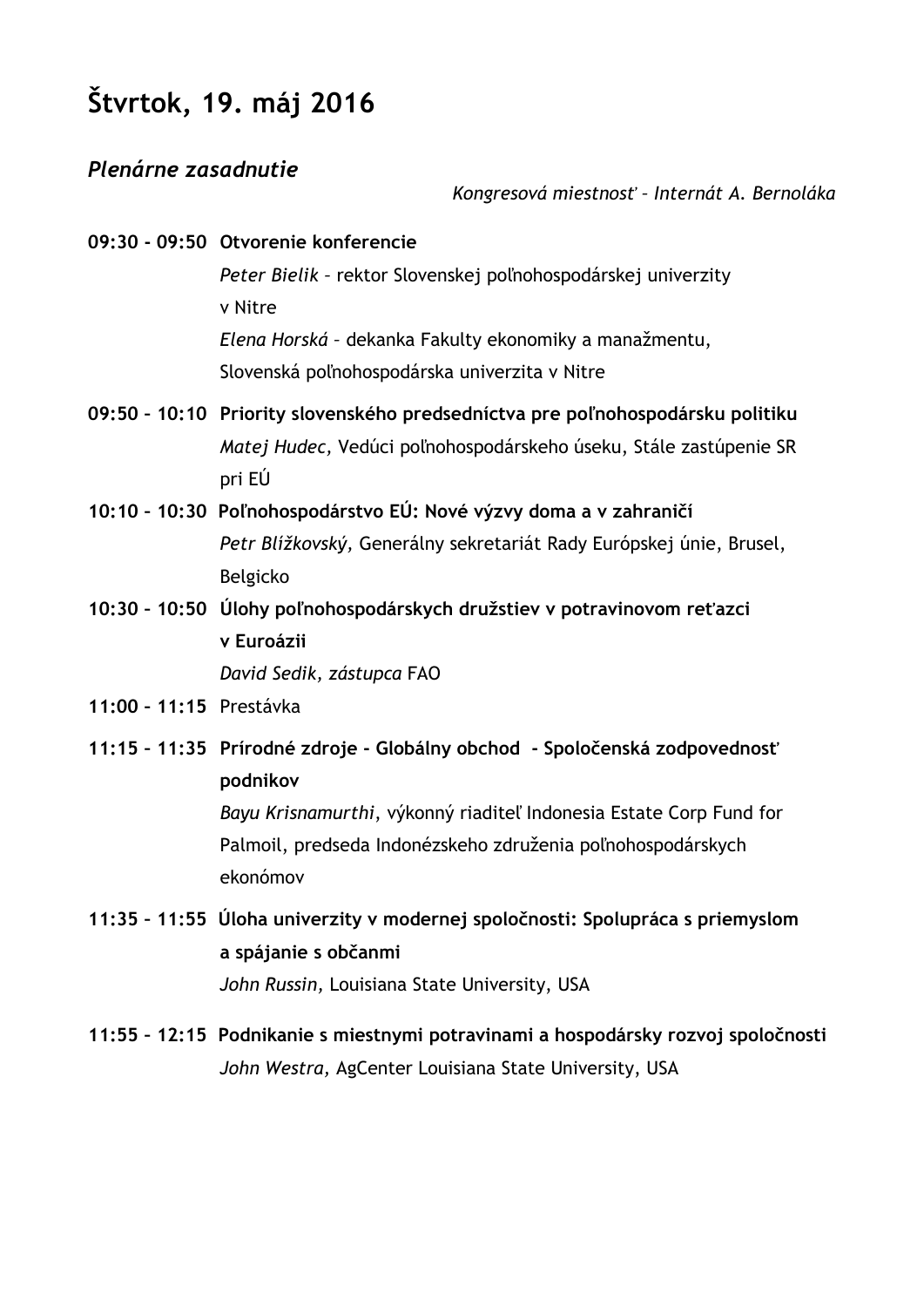# Štvrtok, 19. máj 2016

## *Plenárne zasadnutie*

*Kongresová miestnosť – Internát A. Bernoláka*

**09:30 - 09:50 Otvorenie konferencie**
*Peter Bielik* – rektor Slovenskej poľnohospodárskej univerzity v Nitre
*Elena Horská* – dekanka Fakulty ekonomiky a manažmentu, Slovenská poľnohospodárska univerzita v Nitre

**09:50 – 10:10 Priority slovenského predsedníctva pre poľnohospodársku politiku**
*Matej Hudec,* Vedúci poľnohospodárskeho úseku, Stále zastúpenie SR pri EÚ

**10:10 – 10:30 Poľnohospodárstvo EÚ: Nové výzvy doma a v zahraničí**
*Petr Blížkovský,* Generálny sekretariát Rady Európskej únie, Brusel, Belgicko

**10:30 – 10:50 Úlohy poľnohospodárskych družstiev v potravinovom reťazci v Euroázii**
*David Sedik, zástupca* FAO

**11:00 – 11:15** Prestávka

**11:15 – 11:35 Prírodné zdroje - Globálny obchod - Spoločenská zodpovednosť podnikov**
*Bayu Krisnamurthi*, výkonný riaditeľ Indonesia Estate Corp Fund for Palmoil, predseda Indonézskeho združenia poľnohospodárskych ekonómov

**11:35 – 11:55 Úloha univerzity v modernej spoločnosti: Spolupráca s priemyslom a spájanie s občanmi**
*John Russin,* Louisiana State University, USA

**11:55 – 12:15 Podnikanie s miestnymi potravinami a hospodársky rozvoj spoločnosti**
*John Westra,* AgCenter Louisiana State University, USA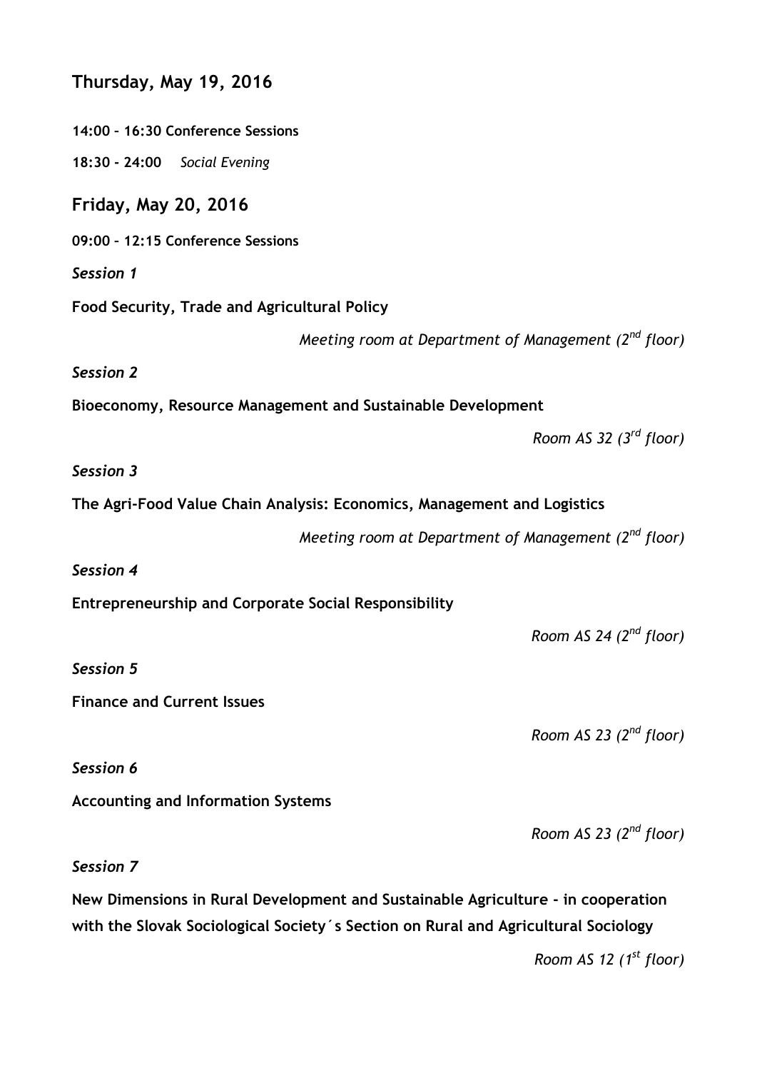## Thursday, May 19, 2016

**14:00 – 16:30 Conference Sessions**

**18:30 - 24:00** *Social Evening*

## Friday, May 20, 2016

**09:00 – 12:15 Conference Sessions**

*Session 1*

**Food Security, Trade and Agricultural Policy**

*Meeting room at Department of Management (2nd floor)*

*Session 2*

**Bioeconomy, Resource Management and Sustainable Development**

*Room AS 32 (3rd floor)*

*Session 3*

**The Agri-Food Value Chain Analysis: Economics, Management and Logistics**

*Meeting room at Department of Management (2nd floor)*

*Session 4*

**Entrepreneurship and Corporate Social Responsibility**

*Room AS 24 (2nd floor)*

*Session 5*

**Finance and Current Issues**

*Room AS 23 (2nd floor)*

*Session 6*

**Accounting and Information Systems**

*Room AS 23 (2nd floor)*

*Session 7*

**New Dimensions in Rural Development and Sustainable Agriculture - in cooperation with the Slovak Sociological Society´s Section on Rural and Agricultural Sociology**

*Room AS 12 (1st floor)*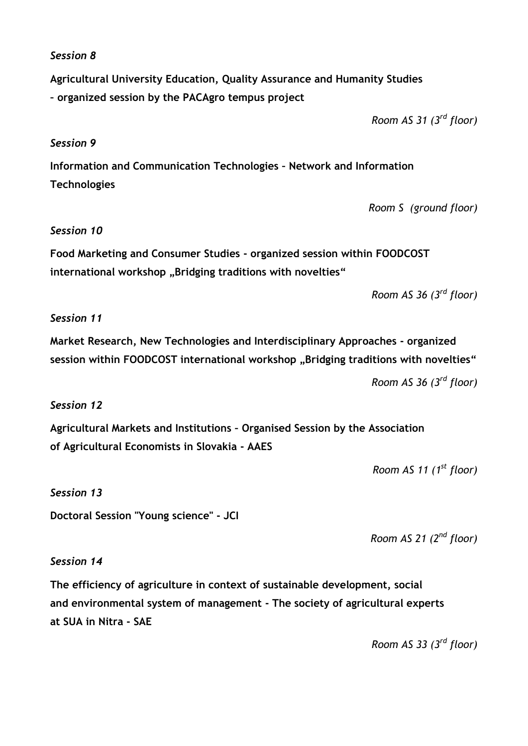*Session 8*

**Agricultural University Education, Quality Assurance and Humanity Studies – organized session by the PACAgro tempus project**

*Room AS 31 (3rd floor)*

*Session 9*

**Information and Communication Technologies – Network and Information Technologies**

*Room S (ground floor)*

*Session 10*

**Food Marketing and Consumer Studies - organized session within FOODCOST international workshop „Bridging traditions with novelties“**

*Room AS 36 (3rd floor)*

*Session 11*

**Market Research, New Technologies and Interdisciplinary Approaches - organized session within FOODCOST international workshop „Bridging traditions with novelties“**

*Room AS 36 (3rd floor)*

*Session 12*

**Agricultural Markets and Institutions – Organised Session by the Association of Agricultural Economists in Slovakia - AAES**

*Room AS 11 (1st floor)*

*Session 13*

**Doctoral Session "Young science" - JCI**

*Room AS 21 (2nd floor)*

*Session 14*

**The efficiency of agriculture in context of sustainable development, social and environmental system of management - The society of agricultural experts at SUA in Nitra - SAE**

*Room AS 33 (3rd floor)*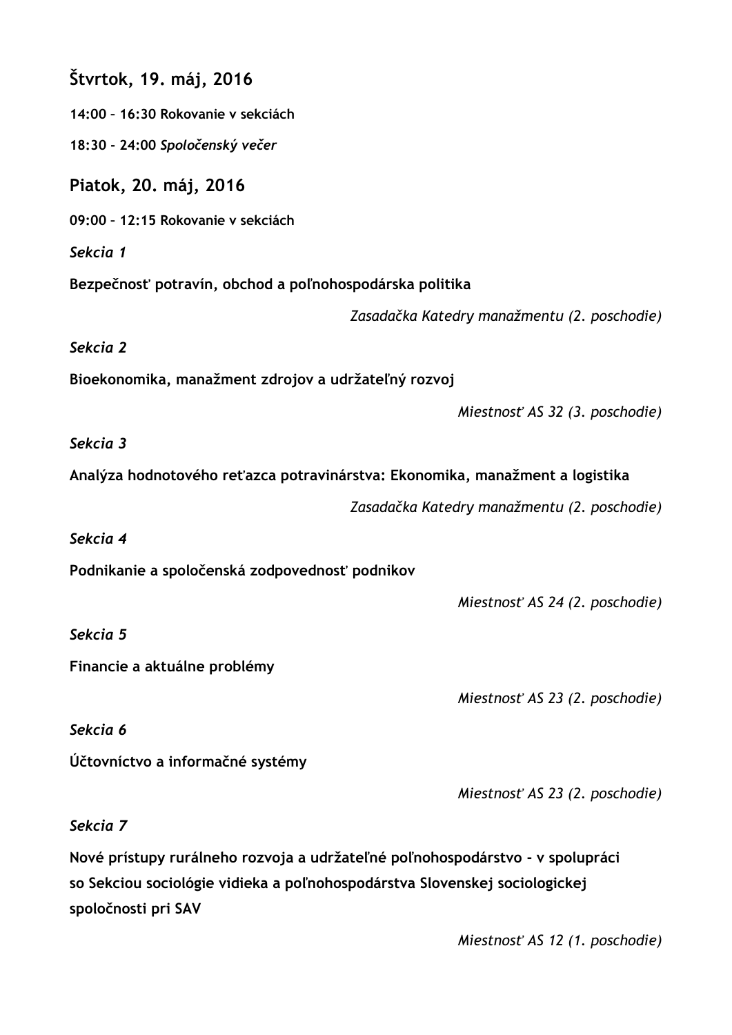## Štvrtok, 19. máj, 2016

**14:00 – 16:30 Rokovanie v sekciách**

**18:30 - 24:00** ***Spoločenský večer***

## Piatok, 20. máj, 2016

**09:00 – 12:15 Rokovanie v sekciách**

***Sekcia 1***

**Bezpečnosť potravín, obchod a poľnohospodárska politika**

*Zasadačka Katedry manažmentu (2. poschodie)*

***Sekcia 2***

**Bioekonomika, manažment zdrojov a udržateľný rozvoj**

*Miestnosť AS 32 (3. poschodie)*

***Sekcia 3***

**Analýza hodnotového reťazca potravinárstva: Ekonomika, manažment a logistika**

*Zasadačka Katedry manažmentu (2. poschodie)*

***Sekcia 4***

**Podnikanie a spoločenská zodpovednosť podnikov**

*Miestnosť AS 24 (2. poschodie)*

***Sekcia 5***

**Financie a aktuálne problémy**

*Miestnosť AS 23 (2. poschodie)*

***Sekcia 6***

**Účtovníctvo a informačné systémy**

*Miestnosť AS 23 (2. poschodie)*

***Sekcia 7***

**Nové prístupy rurálneho rozvoja a udržateľné poľnohospodárstvo - v spolupráci so Sekciou sociológie vidieka a poľnohospodárstva Slovenskej sociologickej spoločnosti pri SAV**

*Miestnosť AS 12 (1. poschodie)*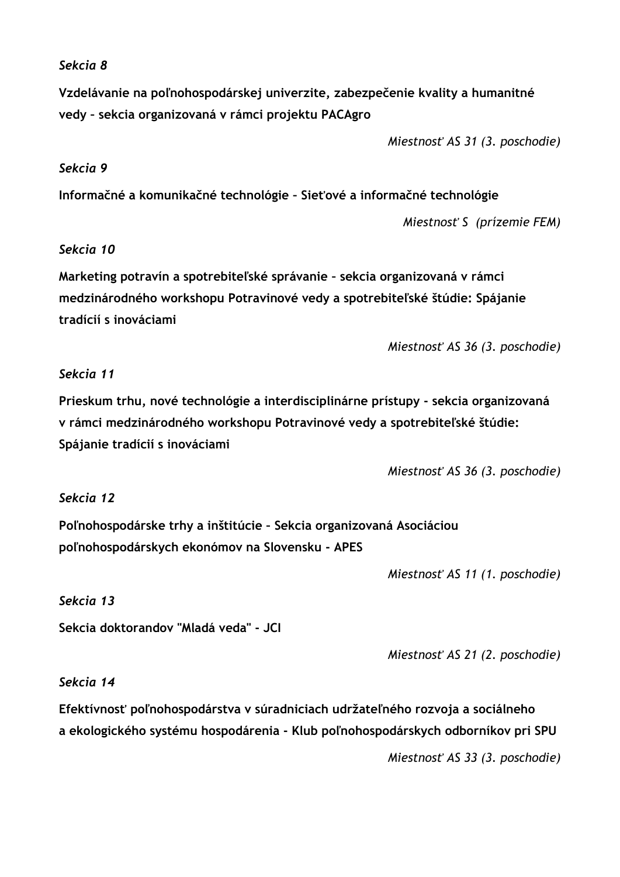*Sekcia 8*

**Vzdelávanie na poľnohospodárskej univerzite, zabezpečenie kvality a humanitné vedy – sekcia organizovaná v rámci projektu PACAgro**

*Miestnosť AS 31 (3. poschodie)*

*Sekcia 9*

**Informačné a komunikačné technológie – Sieťové a informačné technológie**

*Miestnosť S (prízemie FEM)*

*Sekcia 10*

**Marketing potravín a spotrebiteľské správanie – sekcia organizovaná v rámci medzinárodného workshopu Potravinové vedy a spotrebiteľské štúdie: Spájanie tradícií s inováciami**

*Miestnosť AS 36 (3. poschodie)*

*Sekcia 11*

**Prieskum trhu, nové technológie a interdisciplinárne prístupy - sekcia organizovaná v rámci medzinárodného workshopu Potravinové vedy a spotrebiteľské štúdie: Spájanie tradícií s inováciami**

*Miestnosť AS 36 (3. poschodie)*

*Sekcia 12*

**Poľnohospodárske trhy a inštitúcie – Sekcia organizovaná Asociáciou poľnohospodárskych ekonómov na Slovensku - APES**

*Miestnosť AS 11 (1. poschodie)*

*Sekcia 13*

**Sekcia doktorandov "Mladá veda" - JCI**

*Miestnosť AS 21 (2. poschodie)*

*Sekcia 14*

**Efektívnosť poľnohospodárstva v súradniciach udržateľného rozvoja a sociálneho a ekologického systému hospodárenia - Klub poľnohospodárskych odborníkov pri SPU**

*Miestnosť AS 33 (3. poschodie)*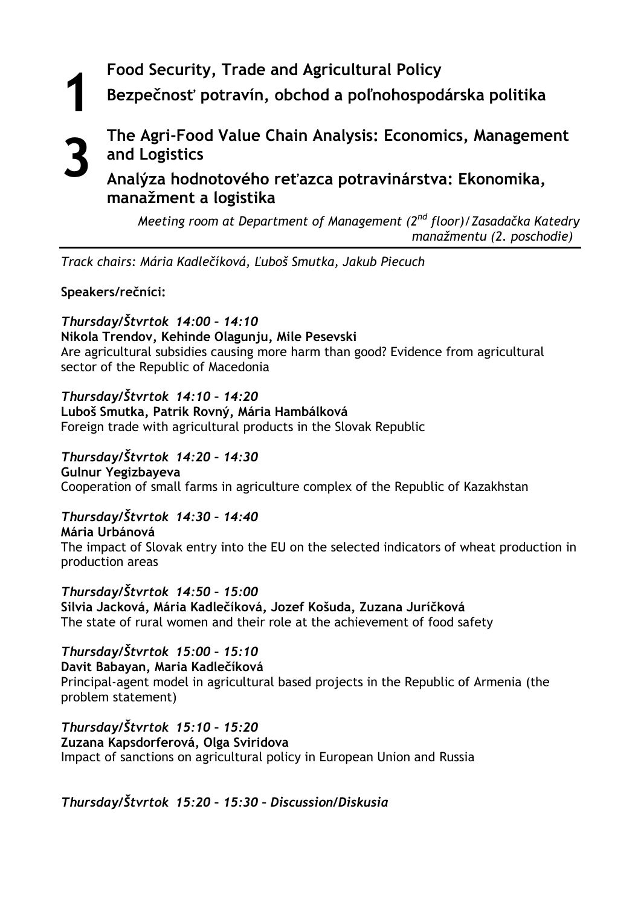# 1 Food Security, Trade and Agricultural Policy

# Bezpečnosť potravín, obchod a poľnohospodárska politika

# 3 The Agri-Food Value Chain Analysis: Economics, Management and Logistics

# Analýza hodnotového reťazca potravinárstva: Ekonomika, manažment a logistika

*Meeting room at Department of Management (2nd floor)/ Zasadačka Katedry manažmentu (2. poschodie)*

---

*Track chairs: Mária Kadlečíková, Ľuboš Smutka, Jakub Piecuch*

**Speakers/rečníci:**

***Thursday/Štvrtok 14:00 – 14:10***
**Nikola Trendov, Kehinde Olagunju, Mile Pesevski**
Are agricultural subsidies causing more harm than good? Evidence from agricultural sector of the Republic of Macedonia

***Thursday/Štvrtok 14:10 – 14:20***
**Luboš Smutka, Patrik Rovný, Mária Hambálková**
Foreign trade with agricultural products in the Slovak Republic

***Thursday/Štvrtok 14:20 – 14:30***
**Gulnur Yegizbayeva**
Cooperation of small farms in agriculture complex of the Republic of Kazakhstan

***Thursday/Štvrtok 14:30 – 14:40***
**Mária Urbánová**
The impact of Slovak entry into the EU on the selected indicators of wheat production in production areas

***Thursday/Štvrtok 14:50 – 15:00***
**Silvia Jacková, Mária Kadlečíková, Jozef Košuda, Zuzana Juríčková**
The state of rural women and their role at the achievement of food safety

***Thursday/Štvrtok 15:00 – 15:10***
**Davit Babayan, Maria Kadlečíková**
Principal-agent model in agricultural based projects in the Republic of Armenia (the problem statement)

***Thursday/Štvrtok 15:10 – 15:20***
**Zuzana Kapsdorferová, Olga Sviridova**
Impact of sanctions on agricultural policy in European Union and Russia

***Thursday/Štvrtok 15:20 – 15:30 – Discussion/Diskusia***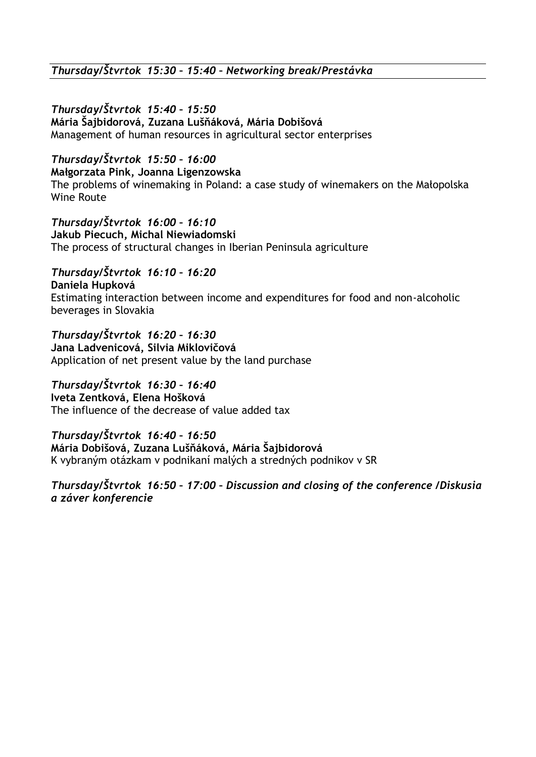*Thursday/Štvrtok 15:30 – 15:40 – Networking break/Prestávka*

*Thursday/Štvrtok 15:40 – 15:50*
**Mária Šajbidorová, Zuzana Lušňáková, Mária Dobišová**
Management of human resources in agricultural sector enterprises

*Thursday/Štvrtok 15:50 – 16:00*
**Małgorzata Pink, Joanna Ligenzowska**
The problems of winemaking in Poland: a case study of winemakers on the Małopolska Wine Route

*Thursday/Štvrtok 16:00 – 16:10*
**Jakub Piecuch, Michal Niewiadomski**
The process of structural changes in Iberian Peninsula agriculture

*Thursday/Štvrtok 16:10 – 16:20*
**Daniela Hupková**
Estimating interaction between income and expenditures for food and non-alcoholic beverages in Slovakia

*Thursday/Štvrtok 16:20 – 16:30*
**Jana Ladvenicová, Silvia Miklovičová**
Application of net present value by the land purchase

*Thursday/Štvrtok 16:30 – 16:40*
**Iveta Zentková, Elena Hošková**
The influence of the decrease of value added tax

*Thursday/Štvrtok 16:40 – 16:50*
**Mária Dobišová, Zuzana Lušňáková, Mária Šajbidorová**
K vybraným otázkam v podnikaní malých a stredných podnikov v SR

*Thursday/Štvrtok 16:50 – 17:00 – Discussion and closing of the conference /Diskusia a záver konferencie*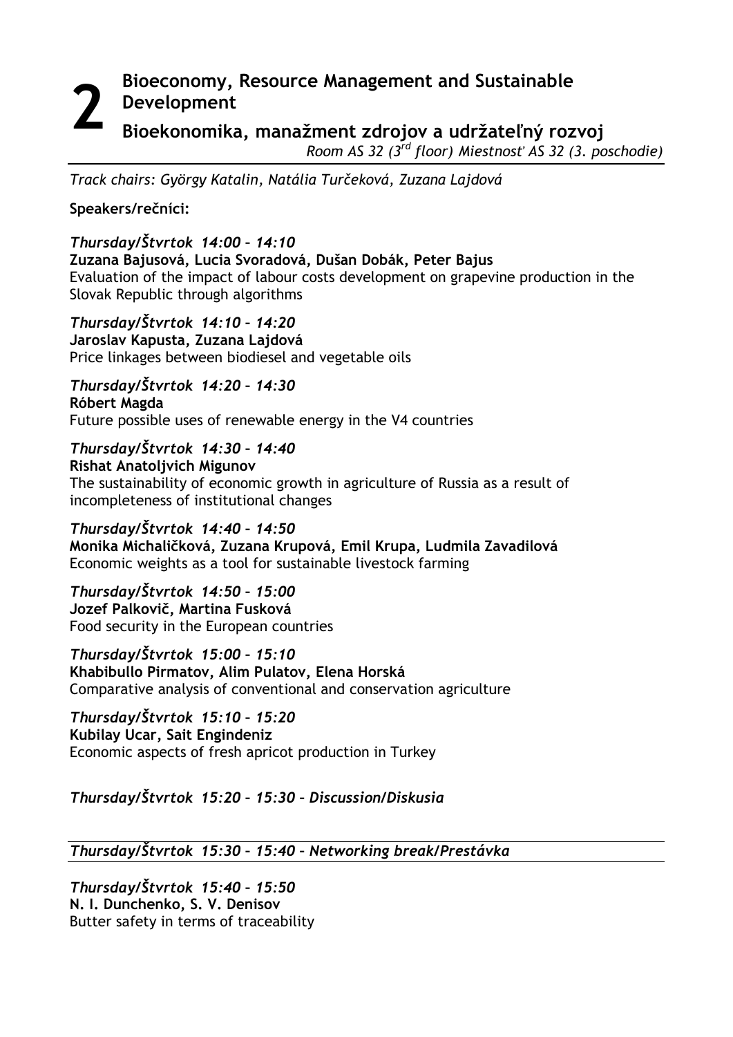# 2 Bioeconomy, Resource Management and Sustainable Development

## Bioekonomika, manažment zdrojov a udržateľný rozvoj

*Room AS 32 (3rd floor) Miestnosť AS 32 (3. poschodie)*

*Track chairs: György Katalin, Natália Turčeková, Zuzana Lajdová*

**Speakers/rečníci:**

***Thursday/Štvrtok 14:00 – 14:10***
**Zuzana Bajusová, Lucia Svoradová, Dušan Dobák, Peter Bajus**
Evaluation of the impact of labour costs development on grapevine production in the Slovak Republic through algorithms

***Thursday/Štvrtok 14:10 – 14:20***
**Jaroslav Kapusta, Zuzana Lajdová**
Price linkages between biodiesel and vegetable oils

***Thursday/Štvrtok 14:20 – 14:30***
**Róbert Magda**
Future possible uses of renewable energy in the V4 countries

***Thursday/Štvrtok 14:30 – 14:40***
**Rishat Anatoljvich Migunov**
The sustainability of economic growth in agriculture of Russia as a result of incompleteness of institutional changes

***Thursday/Štvrtok 14:40 – 14:50***
**Monika Michaličková, Zuzana Krupová, Emil Krupa, Ludmila Zavadilová**
Economic weights as a tool for sustainable livestock farming

***Thursday/Štvrtok 14:50 – 15:00***
**Jozef Palkovič, Martina Fusková**
Food security in the European countries

***Thursday/Štvrtok 15:00 – 15:10***
**Khabibullo Pirmatov, Alim Pulatov, Elena Horská**
Comparative analysis of conventional and conservation agriculture

***Thursday/Štvrtok 15:10 – 15:20***
**Kubilay Ucar, Sait Engindeniz**
Economic aspects of fresh apricot production in Turkey

***Thursday/Štvrtok 15:20 – 15:30 – Discussion/Diskusia***

***Thursday/Štvrtok 15:30 – 15:40 – Networking break/Prestávka***

***Thursday/Štvrtok 15:40 – 15:50***
**N. I. Dunchenko, S. V. Denisov**
Butter safety in terms of traceability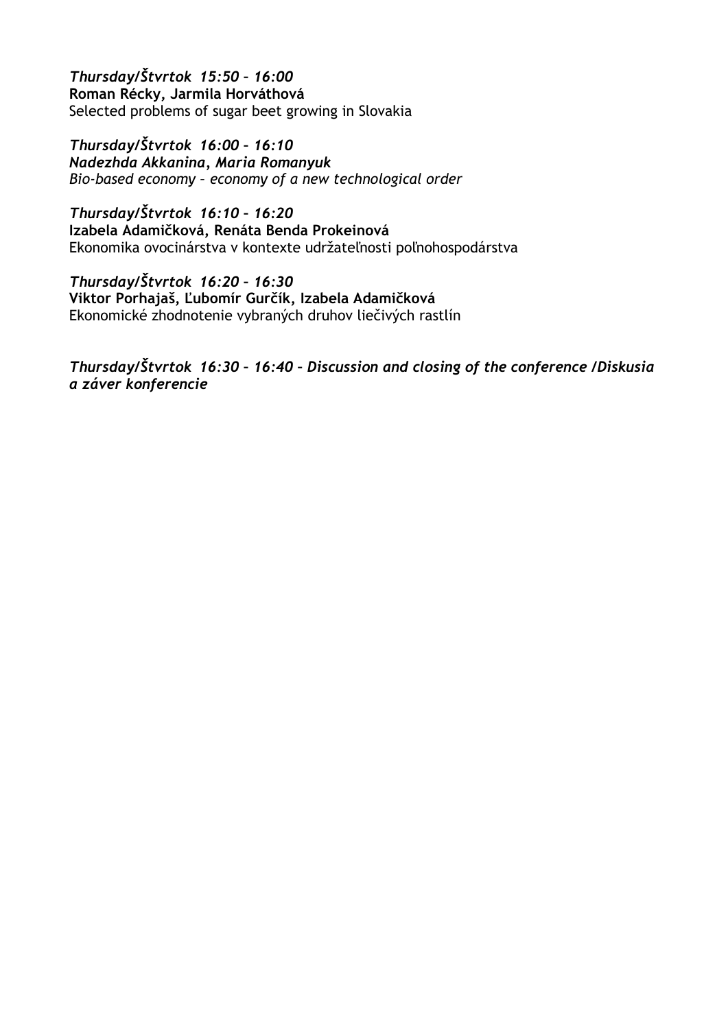*Thursday/Štvrtok 15:50 – 16:00*
**Roman Récky, Jarmila Horváthová**
Selected problems of sugar beet growing in Slovakia

*Thursday/Štvrtok 16:00 – 16:10*
***Nadezhda Akkanina, Maria Romanyuk***
*Bio-based economy – economy of a new technological order*

*Thursday/Štvrtok 16:10 – 16:20*
**Izabela Adamičková, Renáta Benda Prokeinová**
Ekonomika ovocinárstva v kontexte udržateľnosti poľnohospodárstva

*Thursday/Štvrtok 16:20 – 16:30*
**Viktor Porhajaš, Ľubomír Gurčík, Izabela Adamičková**
Ekonomické zhodnotenie vybraných druhov liečivých rastlín

***Thursday/Štvrtok 16:30 – 16:40 – Discussion and closing of the conference /Diskusia a záver konferencie***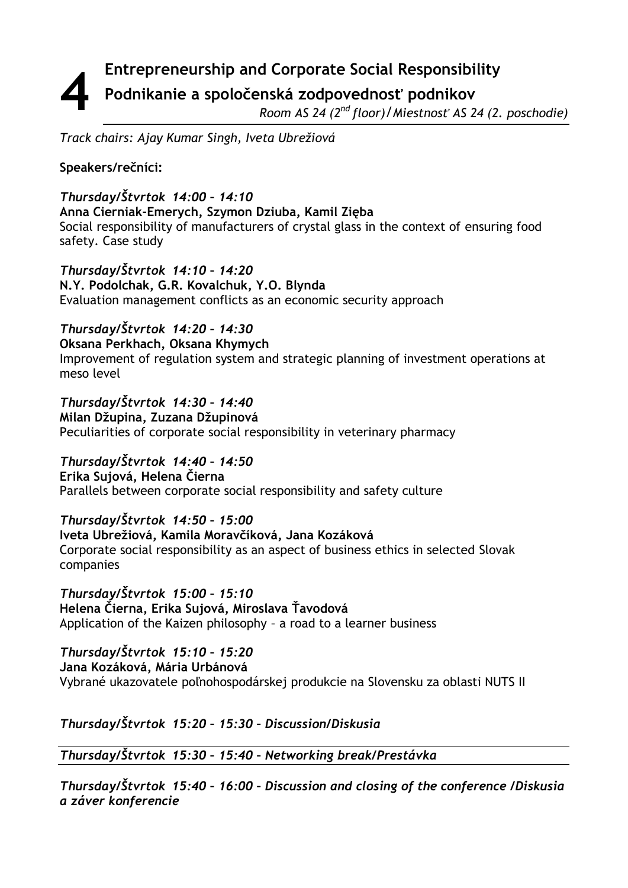# 4 Entrepreneurship and Corporate Social Responsibility

## Podnikanie a spoločenská zodpovednosť podnikov

*Room AS 24 (2nd floor)/Miestnosť AS 24 (2. poschodie)*

*Track chairs: Ajay Kumar Singh, Iveta Ubrežiová*

**Speakers/rečníci:**

***Thursday/Štvrtok 14:00 – 14:10***
**Anna Cierniak-Emerych, Szymon Dziuba, Kamil Zięba**
Social responsibility of manufacturers of crystal glass in the context of ensuring food safety. Case study

***Thursday/Štvrtok 14:10 – 14:20***
**N.Y. Podolchak, G.R. Kovalchuk, Y.O. Blynda**
Evaluation management conflicts as an economic security approach

***Thursday/Štvrtok 14:20 – 14:30***
**Oksana Perkhach, Oksana Khymych**
Improvement of regulation system and strategic planning of investment operations at meso level

***Thursday/Štvrtok 14:30 – 14:40***
**Milan Džupina, Zuzana Džupinová**
Peculiarities of corporate social responsibility in veterinary pharmacy

***Thursday/Štvrtok 14:40 – 14:50***
**Erika Sujová, Helena Čierna**
Parallels between corporate social responsibility and safety culture

***Thursday/Štvrtok 14:50 – 15:00***
**Iveta Ubrežiová, Kamila Moravčíková, Jana Kozáková**
Corporate social responsibility as an aspect of business ethics in selected Slovak companies

***Thursday/Štvrtok 15:00 – 15:10***
**Helena Čierna, Erika Sujová, Miroslava Ťavodová**
Application of the Kaizen philosophy – a road to a learner business

***Thursday/Štvrtok 15:10 – 15:20***
**Jana Kozáková, Mária Urbánová**
Vybrané ukazovatele poľnohospodárskej produkcie na Slovensku za oblasti NUTS II

***Thursday/Štvrtok 15:20 – 15:30 – Discussion/Diskusia***

***Thursday/Štvrtok 15:30 – 15:40 – Networking break/Prestávka***

***Thursday/Štvrtok 15:40 – 16:00 – Discussion and closing of the conference /Diskusia a záver konferencie***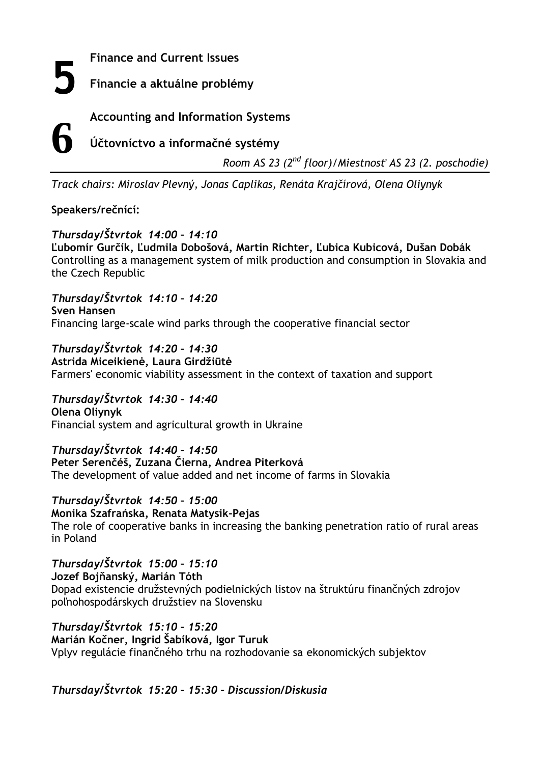# 5

**Finance and Current Issues**

**Financie a aktuálne problémy**

# 6

**Accounting and Information Systems**

**Účtovníctvo a informačné systémy**

*Room AS 23 (2nd floor)/Miestnosť AS 23 (2. poschodie)*

*Track chairs: Miroslav Plevný, Jonas Caplikas, Renáta Krajčírová, Olena Oliynyk*

**Speakers/rečníci:**

***Thursday/Štvrtok 14:00 – 14:10***
**Ľubomír Gurčík, Ľudmila Dobošová, Martin Richter, Ľubica Kubicová, Dušan Dobák**
Controlling as a management system of milk production and consumption in Slovakia and the Czech Republic

***Thursday/Štvrtok 14:10 – 14:20***
**Sven Hansen**
Financing large-scale wind parks through the cooperative financial sector

***Thursday/Štvrtok 14:20 – 14:30***
**Astrida Miceikienė, Laura Girdžiūtė**
Farmers' economic viability assessment in the context of taxation and support

***Thursday/Štvrtok 14:30 – 14:40***
**Olena Oliynyk**
Financial system and agricultural growth in Ukraine

***Thursday/Štvrtok 14:40 – 14:50***
**Peter Serenčéš, Zuzana Čierna, Andrea Piterková**
The development of value added and net income of farms in Slovakia

***Thursday/Štvrtok 14:50 – 15:00***
**Monika Szafrańska, Renata Matysik-Pejas**
The role of cooperative banks in increasing the banking penetration ratio of rural areas in Poland

***Thursday/Štvrtok 15:00 – 15:10***
**Jozef Bojňanský, Marián Tóth**
Dopad existencie družstevných podielnických listov na štruktúru finančných zdrojov poľnohospodárskych družstiev na Slovensku

***Thursday/Štvrtok 15:10 – 15:20***
**Marián Kočner, Ingrid Šabíková, Igor Turuk**
Vplyv regulácie finančného trhu na rozhodovanie sa ekonomických subjektov

***Thursday/Štvrtok 15:20 – 15:30 – Discussion/Diskusia***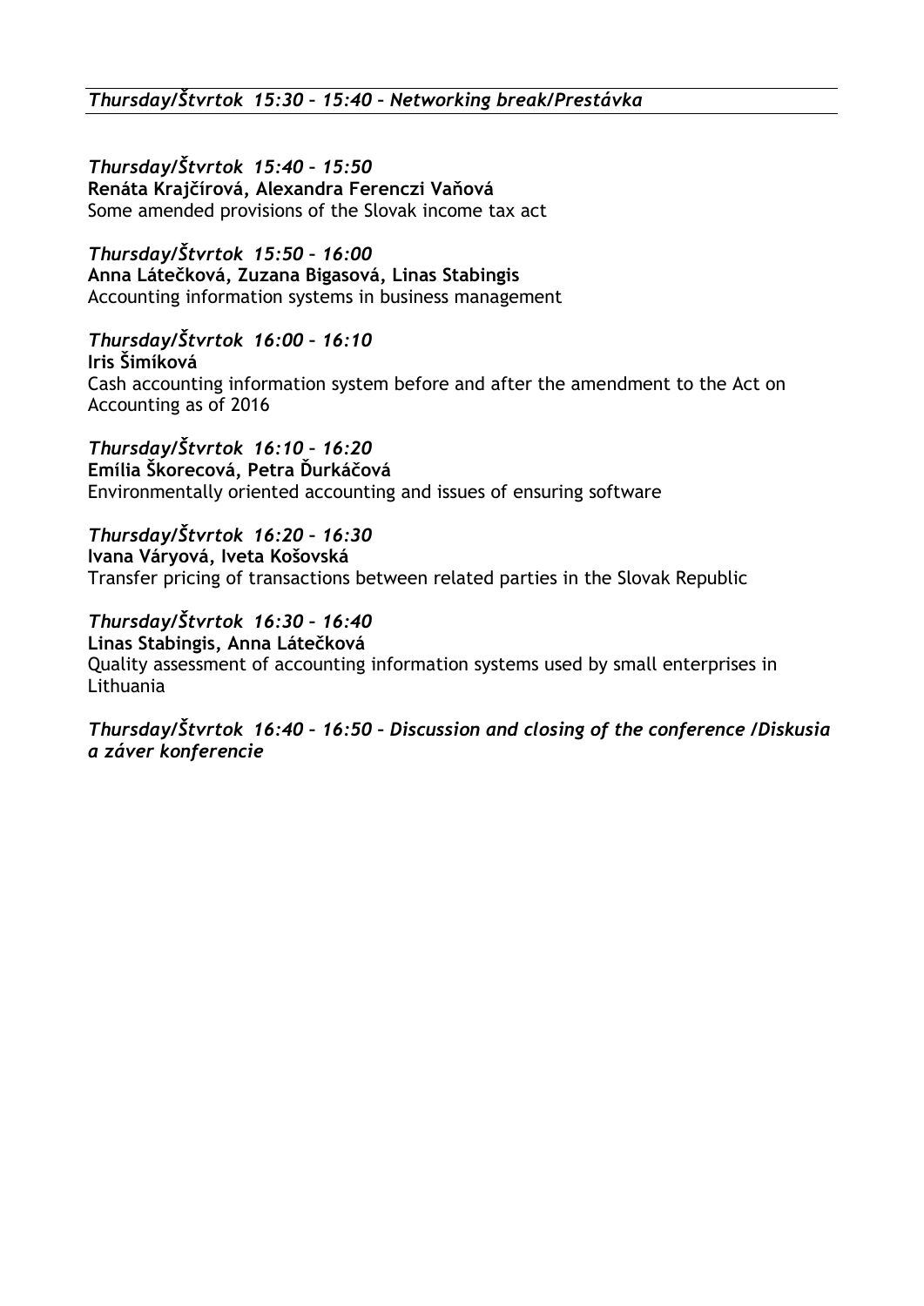*Thursday/Štvrtok 15:30 – 15:40 – Networking break/Prestávka*

*Thursday/Štvrtok 15:40 – 15:50*
**Renáta Krajčírová, Alexandra Ferenczi Vaňová**
Some amended provisions of the Slovak income tax act

*Thursday/Štvrtok 15:50 – 16:00*
**Anna Látečková, Zuzana Bigasová, Linas Stabingis**
Accounting information systems in business management

*Thursday/Štvrtok 16:00 – 16:10*
**Iris Šimíková**
Cash accounting information system before and after the amendment to the Act on Accounting as of 2016

*Thursday/Štvrtok 16:10 – 16:20*
**Emília Škorecová, Petra Ďurkáčová**
Environmentally oriented accounting and issues of ensuring software

*Thursday/Štvrtok 16:20 – 16:30*
**Ivana Váryová, Iveta Košovská**
Transfer pricing of transactions between related parties in the Slovak Republic

*Thursday/Štvrtok 16:30 – 16:40*
**Linas Stabingis, Anna Látečková**
Quality assessment of accounting information systems used by small enterprises in Lithuania

***Thursday/Štvrtok 16:40 – 16:50 – Discussion and closing of the conference /Diskusia a záver konferencie***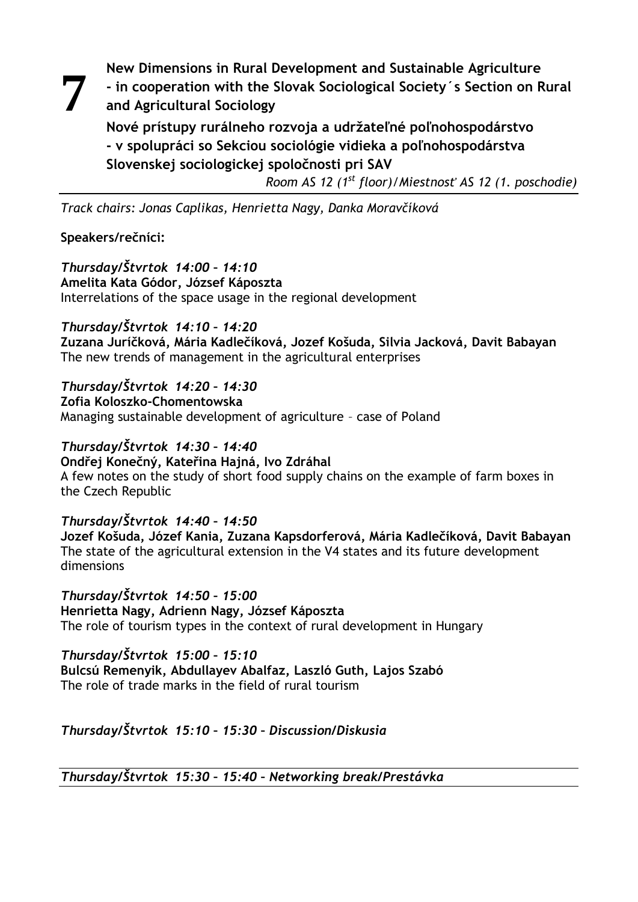# 7

**New Dimensions in Rural Development and Sustainable Agriculture - in cooperation with the Slovak Sociological Society´s Section on Rural and Agricultural Sociology**

**Nové prístupy rurálneho rozvoja a udržateľné poľnohospodárstvo - v spolupráci so Sekciou sociológie vidieka a poľnohospodárstva Slovenskej sociologickej spoločnosti pri SAV**

*Room AS 12 (1st floor)/Miestnosť AS 12 (1. poschodie)*

---

*Track chairs: Jonas Caplikas, Henrietta Nagy, Danka Moravčíková*

**Speakers/rečníci:**

***Thursday/Štvrtok 14:00 – 14:10***
**Amelita Kata Gódor, József Káposzta**
Interrelations of the space usage in the regional development

***Thursday/Štvrtok 14:10 – 14:20***
**Zuzana Juríčková, Mária Kadlečíková, Jozef Košuda, Silvia Jacková, Davit Babayan**
The new trends of management in the agricultural enterprises

***Thursday/Štvrtok 14:20 – 14:30***
**Zofia Koloszko-Chomentowska**
Managing sustainable development of agriculture – case of Poland

***Thursday/Štvrtok 14:30 – 14:40***
**Ondřej Konečný, Kateřina Hajná, Ivo Zdráhal**
A few notes on the study of short food supply chains on the example of farm boxes in the Czech Republic

***Thursday/Štvrtok 14:40 – 14:50***
**Jozef Košuda, Józef Kania, Zuzana Kapsdorferová, Mária Kadlečíková, Davit Babayan**
The state of the agricultural extension in the V4 states and its future development dimensions

***Thursday/Štvrtok 14:50 – 15:00***
**Henrietta Nagy, Adrienn Nagy, József Káposzta**
The role of tourism types in the context of rural development in Hungary

***Thursday/Štvrtok 15:00 – 15:10***
**Bulcsú Remenyik, Abdullayev Abalfaz, Laszló Guth, Lajos Szabó**
The role of trade marks in the field of rural tourism

***Thursday/Štvrtok 15:10 – 15:30 – Discussion/Diskusia***

---

***Thursday/Štvrtok 15:30 – 15:40 – Networking break/Prestávka***

---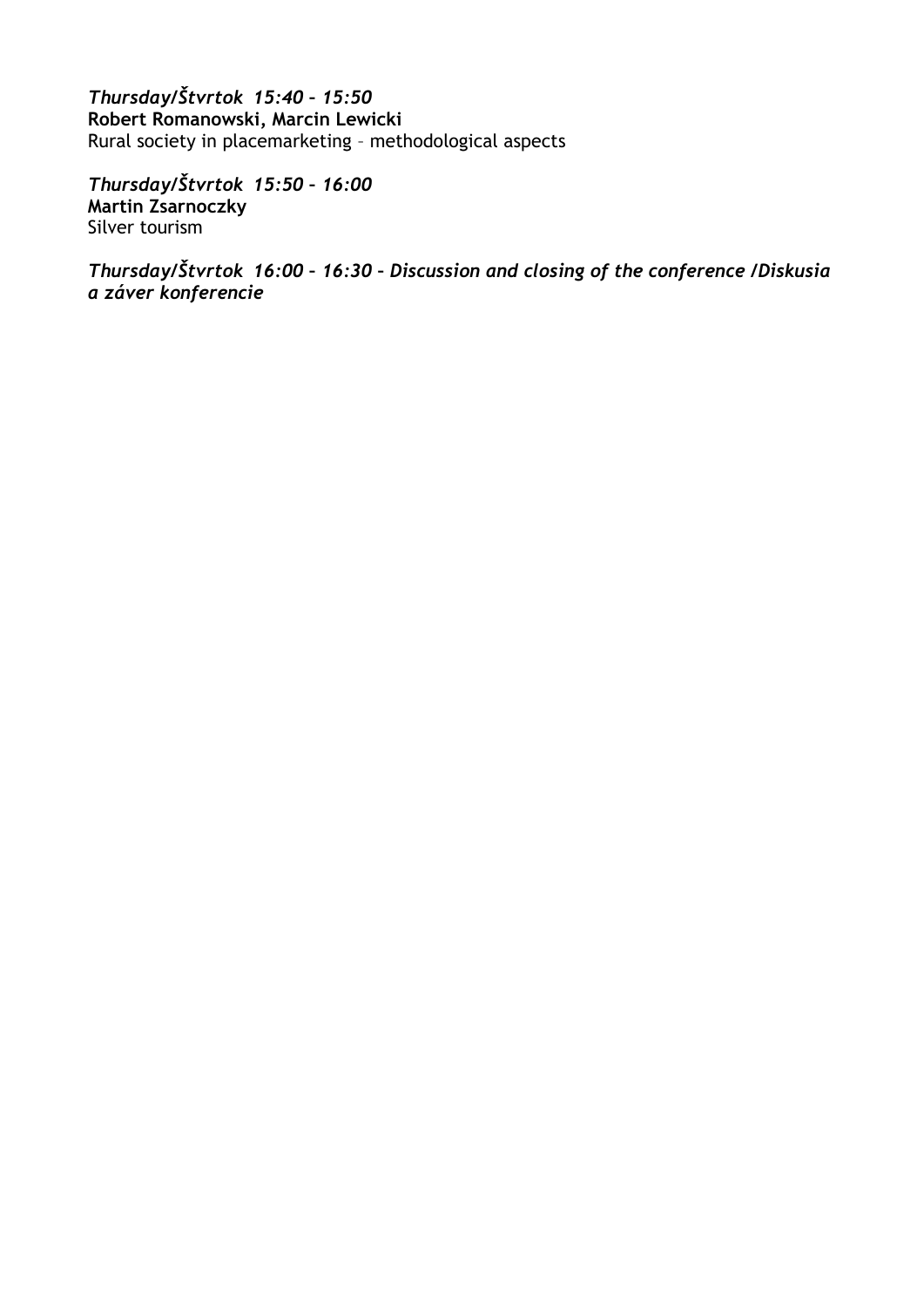*Thursday/Štvrtok 15:40 – 15:50*
**Robert Romanowski, Marcin Lewicki**
Rural society in placemarketing – methodological aspects

*Thursday/Štvrtok 15:50 – 16:00*
**Martin Zsarnoczky**
Silver tourism

***Thursday/Štvrtok 16:00 – 16:30 – Discussion and closing of the conference /Diskusia a záver konferencie***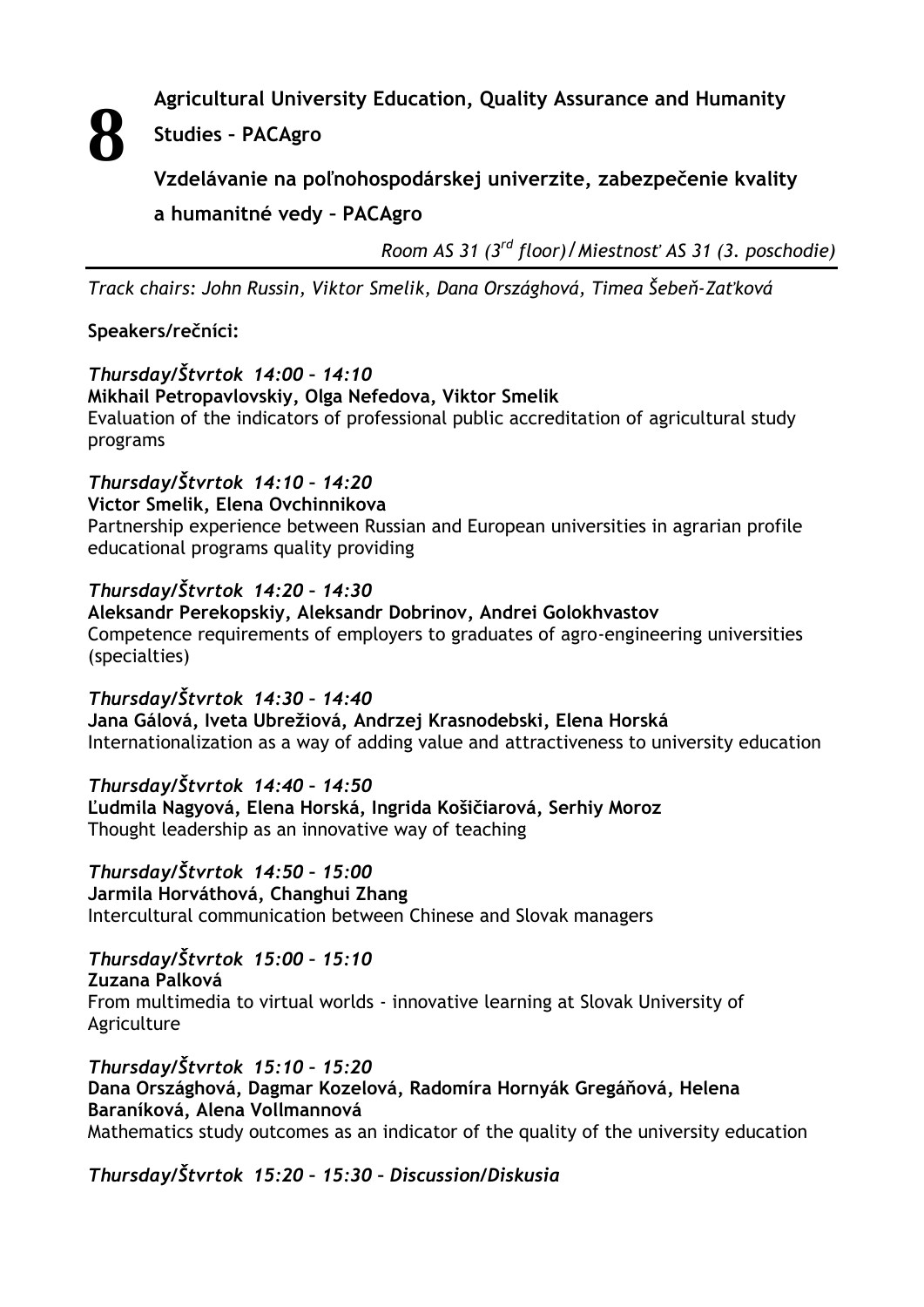# 8 Agricultural University Education, Quality Assurance and Humanity Studies – PACAgro

## Vzdelávanie na poľnohospodárskej univerzite, zabezpečenie kvality a humanitné vedy – PACAgro

*Room AS 31 (3rd floor)/Miestnosť AS 31 (3. poschodie)*

*Track chairs: John Russin, Viktor Smelik, Dana Országhová, Timea Šebeň-Zaťková*

**Speakers/rečníci:**

*Thursday/Štvrtok 14:00 – 14:10*
**Mikhail Petropavlovskiy, Olga Nefedova, Viktor Smelik**
Evaluation of the indicators of professional public accreditation of agricultural study programs

*Thursday/Štvrtok 14:10 – 14:20*
**Victor Smelik, Elena Ovchinnikova**
Partnership experience between Russian and European universities in agrarian profile educational programs quality providing

*Thursday/Štvrtok 14:20 – 14:30*
**Aleksandr Perekopskiy, Aleksandr Dobrinov, Andrei Golokhvastov**
Competence requirements of employers to graduates of agro-engineering universities (specialties)

*Thursday/Štvrtok 14:30 – 14:40*
**Jana Gálová, Iveta Ubrežiová, Andrzej Krasnodebski, Elena Horská**
Internationalization as a way of adding value and attractiveness to university education

*Thursday/Štvrtok 14:40 – 14:50*
**Ľudmila Nagyová, Elena Horská, Ingrida Košičiarová, Serhiy Moroz**
Thought leadership as an innovative way of teaching

*Thursday/Štvrtok 14:50 – 15:00*
**Jarmila Horváthová, Changhui Zhang**
Intercultural communication between Chinese and Slovak managers

*Thursday/Štvrtok 15:00 – 15:10*
**Zuzana Palková**
From multimedia to virtual worlds - innovative learning at Slovak University of Agriculture

*Thursday/Štvrtok 15:10 – 15:20*
**Dana Országhová, Dagmar Kozelová, Radomíra Hornyák Gregáňová, Helena Baraníková, Alena Vollmannová**
Mathematics study outcomes as an indicator of the quality of the university education

*Thursday/Štvrtok 15:20 – 15:30 – Discussion/Diskusia*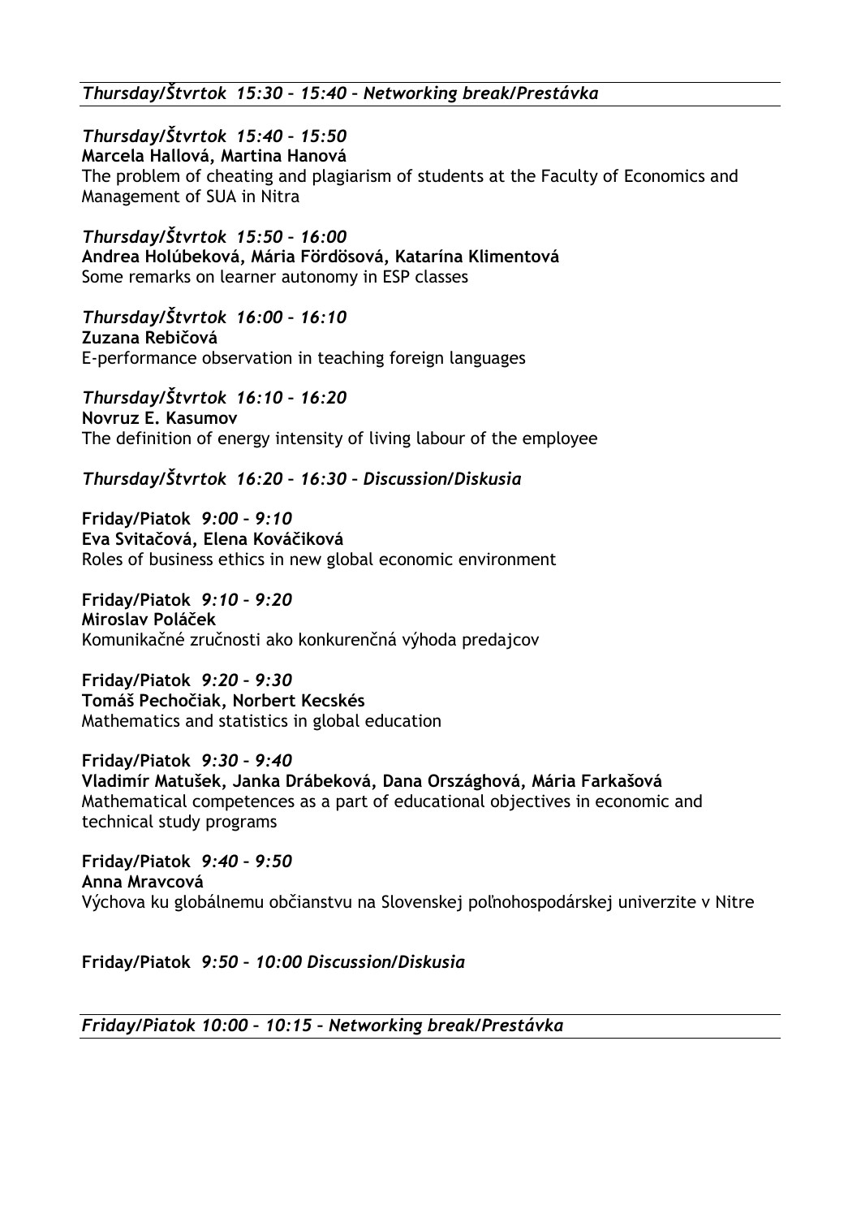*Thursday/Štvrtok 15:30 – 15:40 – Networking break/Prestávka*

*Thursday/Štvrtok 15:40 – 15:50*
**Marcela Hallová, Martina Hanová**
The problem of cheating and plagiarism of students at the Faculty of Economics and Management of SUA in Nitra

*Thursday/Štvrtok 15:50 – 16:00*
**Andrea Holúbeková, Mária Fördösová, Katarína Klimentová**
Some remarks on learner autonomy in ESP classes

*Thursday/Štvrtok 16:00 – 16:10*
**Zuzana Rebičová**
E-performance observation in teaching foreign languages

*Thursday/Štvrtok 16:10 – 16:20*
**Novruz E. Kasumov**
The definition of energy intensity of living labour of the employee

*Thursday/Štvrtok 16:20 – 16:30 – Discussion/Diskusia*

**Friday/Piatok** *9:00 – 9:10*
**Eva Svitačová, Elena Kováčiková**
Roles of business ethics in new global economic environment

**Friday/Piatok** *9:10 – 9:20*
**Miroslav Poláček**
Komunikačné zručnosti ako konkurenčná výhoda predajcov

**Friday/Piatok** *9:20 – 9:30*
**Tomáš Pechočiak, Norbert Kecskés**
Mathematics and statistics in global education

**Friday/Piatok** *9:30 – 9:40*
**Vladimír Matušek, Janka Drábeková, Dana Országhová, Mária Farkašová**
Mathematical competences as a part of educational objectives in economic and technical study programs

**Friday/Piatok** *9:40 – 9:50*
**Anna Mravcová**
Výchova ku globálnemu občianstvu na Slovenskej poľnohospodárskej univerzite v Nitre

**Friday/Piatok** *9:50 – 10:00 Discussion/Diskusia*

*Friday/Piatok 10:00 – 10:15 – Networking break/Prestávka*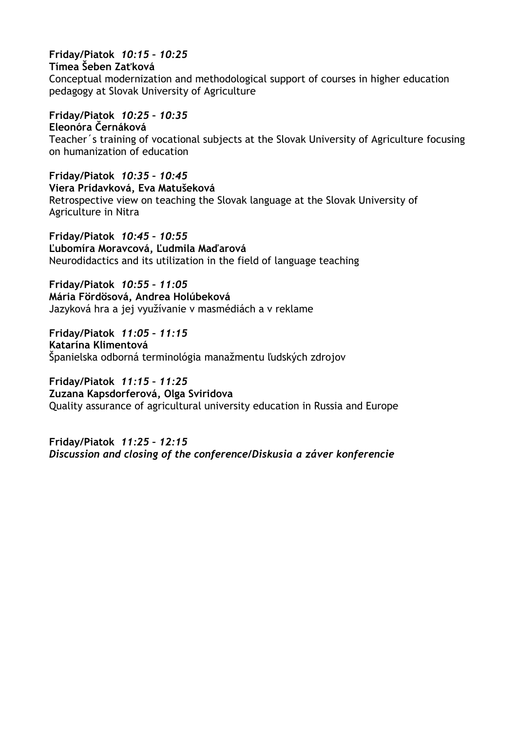**Friday/Piatok** *10:15 – 10:25*
**Tímea Šeben Zaťková**
Conceptual modernization and methodological support of courses in higher education pedagogy at Slovak University of Agriculture

**Friday/Piatok** *10:25 – 10:35*
**Eleonóra Černáková**
Teacher´s training of vocational subjects at the Slovak University of Agriculture focusing on humanization of education

**Friday/Piatok** *10:35 – 10:45*
**Viera Prídavková, Eva Matušeková**
Retrospective view on teaching the Slovak language at the Slovak University of Agriculture in Nitra

**Friday/Piatok** *10:45 – 10:55*
**Ľubomíra Moravcová, Ľudmila Maďarová**
Neurodidactics and its utilization in the field of language teaching

**Friday/Piatok** *10:55 – 11:05*
**Mária Fördösová, Andrea Holúbeková**
Jazyková hra a jej využívanie v masmédiách a v reklame

**Friday/Piatok** *11:05 – 11:15*
**Katarína Klimentová**
Španielska odborná terminológia manažmentu ľudských zdrojov

**Friday/Piatok** *11:15 – 11:25*
**Zuzana Kapsdorferová, Olga Sviridova**
Quality assurance of agricultural university education in Russia and Europe

**Friday/Piatok** *11:25 – 12:15*
***Discussion and closing of the conference/Diskusia a záver konferencie***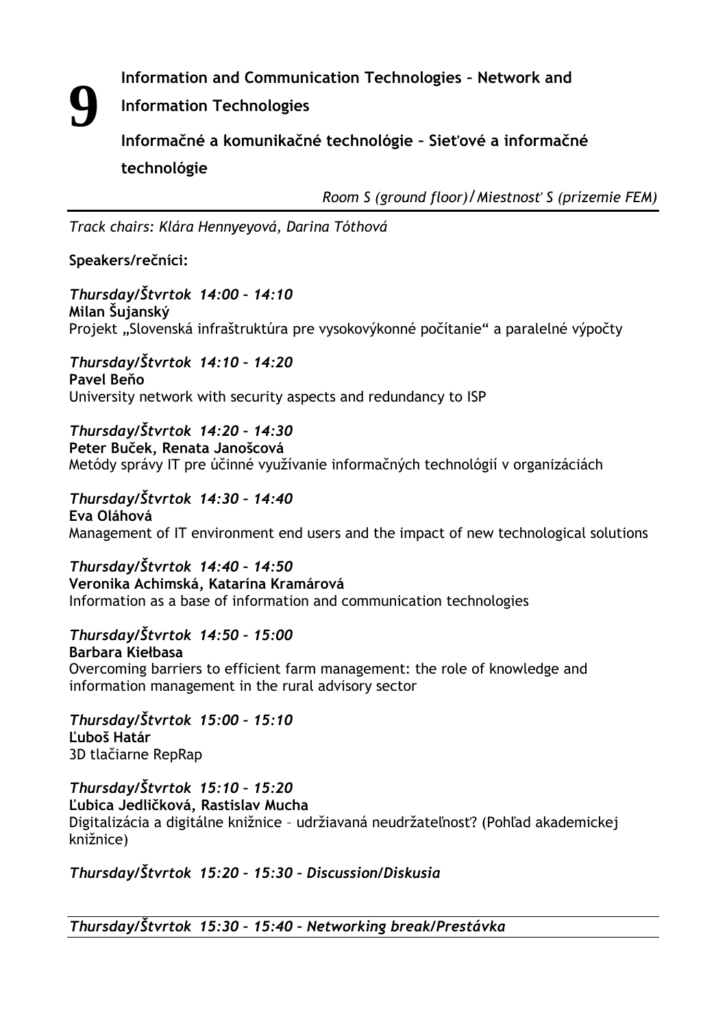# 9 Information and Communication Technologies – Network and Information Technologies

## Informačné a komunikačné technológie – Sieťové a informačné technológie

*Room S (ground floor)/Miestnosť S (prízemie FEM)*

*Track chairs: Klára Hennyeyová, Darina Tóthová*

**Speakers/rečníci:**

***Thursday/Štvrtok 14:00 – 14:10***
**Milan Šujanský**
Projekt „Slovenská infraštruktúra pre vysokovýkonné počítanie" a paralelné výpočty

***Thursday/Štvrtok 14:10 – 14:20***
**Pavel Beňo**
University network with security aspects and redundancy to ISP

***Thursday/Štvrtok 14:20 – 14:30***
**Peter Buček, Renata Janošcová**
Metódy správy IT pre účinné využívanie informačných technológií v organizáciách

***Thursday/Štvrtok 14:30 – 14:40***
**Eva Oláhová**
Management of IT environment end users and the impact of new technological solutions

***Thursday/Štvrtok 14:40 – 14:50***
**Veronika Achimská, Katarína Kramárová**
Information as a base of information and communication technologies

***Thursday/Štvrtok 14:50 – 15:00***
**Barbara Kiełbasa**
Overcoming barriers to efficient farm management: the role of knowledge and information management in the rural advisory sector

***Thursday/Štvrtok 15:00 – 15:10***
**Ľuboš Határ**
3D tlačiarne RepRap

***Thursday/Štvrtok 15:10 – 15:20***
**Ľubica Jedličková, Rastislav Mucha**
Digitalizácia a digitálne knižnice – udržiavaná neudržateľnosť? (Pohľad akademickej knižnice)

***Thursday/Štvrtok 15:20 – 15:30 – Discussion/Diskusia***

***Thursday/Štvrtok 15:30 – 15:40 – Networking break/Prestávka***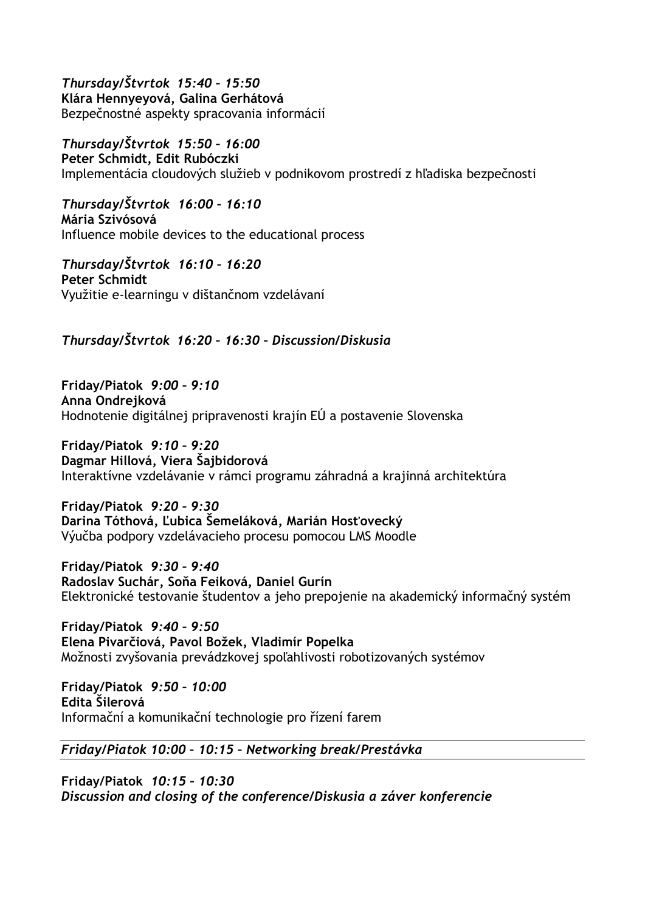*Thursday/Štvrtok 15:40 – 15:50*
**Klára Hennyeyová, Galina Gerhátová**
Bezpečnostné aspekty spracovania informácií

*Thursday/Štvrtok 15:50 – 16:00*
**Peter Schmidt, Edit Rubóczki**
Implementácia cloudových služieb v podnikovom prostredí z hľadiska bezpečnosti

*Thursday/Štvrtok 16:00 – 16:10*
**Mária Szivósová**
Influence mobile devices to the educational process

*Thursday/Štvrtok 16:10 – 16:20*
**Peter Schmidt**
Využitie e-learningu v dištančnom vzdelávaní

*Thursday/Štvrtok 16:20 – 16:30 – Discussion/Diskusia*

**Friday/Piatok** *9:00 – 9:10*
**Anna Ondrejková**
Hodnotenie digitálnej pripravenosti krajín EÚ a postavenie Slovenska

**Friday/Piatok** *9:10 – 9:20*
**Dagmar Hillová, Viera Šajbidorová**
Interaktívne vzdelávanie v rámci programu záhradná a krajinná architektúra

**Friday/Piatok** *9:20 – 9:30*
**Darina Tóthová, Ľubica Šeleláková, Marián Hosťovecký**
Výučba podpory vzdelávacieho procesu pomocou LMS Moodle

**Friday/Piatok** *9:30 – 9:40*
**Radoslav Suchár, Soňa Feiková, Daniel Gurín**
Elektronické testovanie študentov a jeho prepojenie na akademický informačný systém

**Friday/Piatok** *9:40 – 9:50*
**Elena Pivarčiová, Pavol Božek, Vladimír Popelka**
Možnosti zvyšovania prevádzkovej spoľahlivosti robotizovaných systémov

**Friday/Piatok** *9:50 – 10:00*
**Edita Šilerová**
Informační a komunikační technologie pro řízení farem

*Friday/Piatok 10:00 – 10:15 – Networking break/Prestávka*

**Friday/Piatok** *10:15 – 10:30*
***Discussion and closing of the conference/Diskusia a záver konferencie***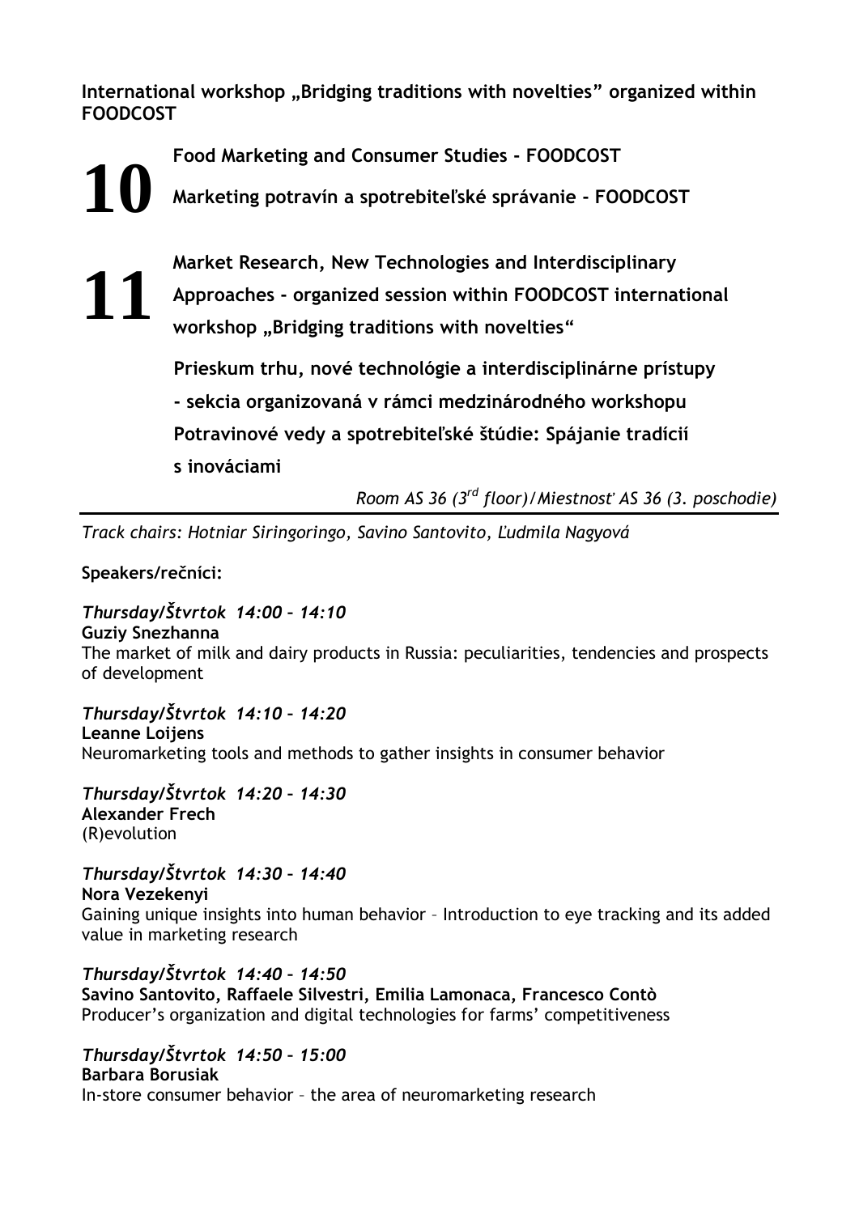**International workshop „Bridging traditions with novelties" organized within FOODCOST**

## 10

**Food Marketing and Consumer Studies - FOODCOST**

**Marketing potravín a spotrebiteľské správanie - FOODCOST**

## 11

**Market Research, New Technologies and Interdisciplinary Approaches – organized session within FOODCOST international workshop „Bridging traditions with novelties"**

**Prieskum trhu, nové technológie a interdisciplinárne prístupy - sekcia organizovaná v rámci medzinárodného workshopu Potravinové vedy a spotrebiteľské štúdie: Spájanie tradícií s inováciami**

*Room AS 36 (3rd floor)/Miestnosť AS 36 (3. poschodie)*

---

*Track chairs: Hotniar Siringoringo, Savino Santovito, Ľudmila Nagyová*

**Speakers/rečníci:**

***Thursday/Štvrtok 14:00 – 14:10***
**Guziy Snezhanna**
The market of milk and dairy products in Russia: peculiarities, tendencies and prospects of development

***Thursday/Štvrtok 14:10 – 14:20***
**Leanne Loijens**
Neuromarketing tools and methods to gather insights in consumer behavior

***Thursday/Štvrtok 14:20 – 14:30***
**Alexander Frech**
(R)evolution

***Thursday/Štvrtok 14:30 – 14:40***
**Nora Vezekenyi**
Gaining unique insights into human behavior – Introduction to eye tracking and its added value in marketing research

***Thursday/Štvrtok 14:40 – 14:50***
**Savino Santovito, Raffaele Silvestri, Emilia Lamonaca, Francesco Contò**
Producer's organization and digital technologies for farms' competitiveness

***Thursday/Štvrtok 14:50 – 15:00***
**Barbara Borusiak**
In-store consumer behavior – the area of neuromarketing research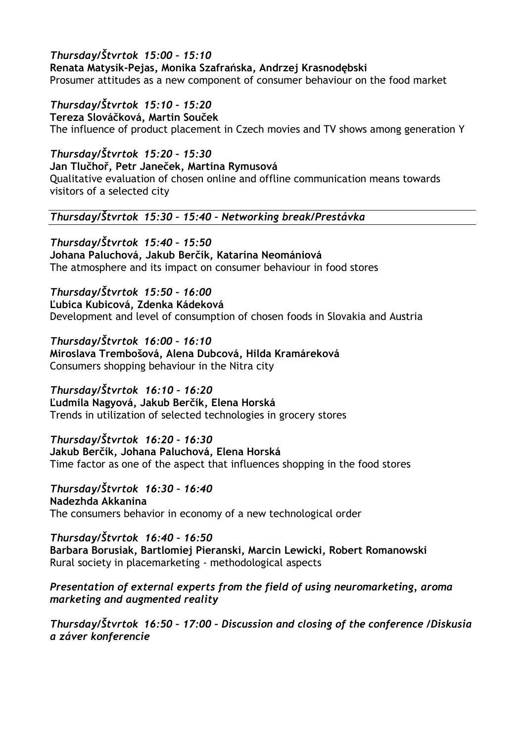*Thursday/Štvrtok 15:00 – 15:10*
**Renata Matysik-Pejas, Monika Szafrańska, Andrzej Krasnodębski**
Prosumer attitudes as a new component of consumer behaviour on the food market

*Thursday/Štvrtok 15:10 – 15:20*
**Tereza Slováčková, Martin Souček**
The influence of product placement in Czech movies and TV shows among generation Y

*Thursday/Štvrtok 15:20 – 15:30*
**Jan Tlučhoř, Petr Janeček, Martina Rymusová**
Qualitative evaluation of chosen online and offline communication means towards visitors of a selected city

---

*Thursday/Štvrtok 15:30 – 15:40 – Networking break/Prestávka*

---

*Thursday/Štvrtok 15:40 – 15:50*
**Johana Paluchová, Jakub Berčík, Katarína Neomániová**
The atmosphere and its impact on consumer behaviour in food stores

*Thursday/Štvrtok 15:50 – 16:00*
**Ľubica Kubicová, Zdenka Kádeková**
Development and level of consumption of chosen foods in Slovakia and Austria

*Thursday/Štvrtok 16:00 – 16:10*
**Miroslava Trembošová, Alena Dubcová, Hilda Kramáreková**
Consumers shopping behaviour in the Nitra city

*Thursday/Štvrtok 16:10 – 16:20*
**Ľudmila Nagyová, Jakub Berčík, Elena Horská**
Trends in utilization of selected technologies in grocery stores

*Thursday/Štvrtok 16:20 – 16:30*
**Jakub Berčík, Johana Paluchová, Elena Horská**
Time factor as one of the aspect that influences shopping in the food stores

*Thursday/Štvrtok 16:30 – 16:40*
**Nadezhda Akkanina**
The consumers behavior in economy of a new technological order

*Thursday/Štvrtok 16:40 – 16:50*
**Barbara Borusiak, Bartlomiej Pieranski, Marcin Lewicki, Robert Romanowski**
Rural society in placemarketing - methodological aspects

***Presentation of external experts from the field of using neuromarketing, aroma marketing and augmented reality***

***Thursday/Štvrtok 16:50 – 17:00 – Discussion and closing of the conference /Diskusia a záver konferencie***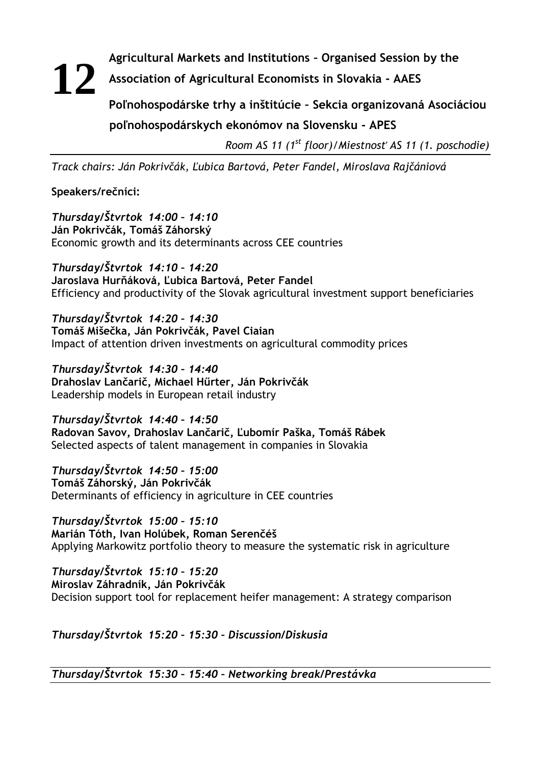# 12 Agricultural Markets and Institutions – Organised Session by the Association of Agricultural Economists in Slovakia - AAES

**Poľnohospodárske trhy a inštitúcie – Sekcia organizovaná Asociáciou poľnohospodárskych ekonómov na Slovensku - APES**

*Room AS 11 (1st floor)/Miestnosť AS 11 (1. poschodie)*

*Track chairs: Ján Pokrivčák, Ľubica Bartová, Peter Fandel, Miroslava Rajčániová*

**Speakers/rečníci:**

***Thursday/Štvrtok 14:00 – 14:10***
**Ján Pokrivčák, Tomáš Záhorský**
Economic growth and its determinants across CEE countries

***Thursday/Štvrtok 14:10 – 14:20***
**Jaroslava Hurňáková, Ľubica Bartová, Peter Fandel**
Efficiency and productivity of the Slovak agricultural investment support beneficiaries

***Thursday/Štvrtok 14:20 – 14:30***
**Tomáš Mišečka, Ján Pokrivčák, Pavel Ciaian**
Impact of attention driven investments on agricultural commodity prices

***Thursday/Štvrtok 14:30 – 14:40***
**Drahoslav Lančarič, Michael Hűrter, Ján Pokrivčák**
Leadership models in European retail industry

***Thursday/Štvrtok 14:40 – 14:50***
**Radovan Savov, Drahoslav Lančarič, Ľubomír Paška, Tomáš Rábek**
Selected aspects of talent management in companies in Slovakia

***Thursday/Štvrtok 14:50 – 15:00***
**Tomáš Záhorský, Ján Pokrivčák**
Determinants of efficiency in agriculture in CEE countries

***Thursday/Štvrtok 15:00 – 15:10***
**Marián Tóth, Ivan Holúbek, Roman Serenčéš**
Applying Markowitz portfolio theory to measure the systematic risk in agriculture

***Thursday/Štvrtok 15:10 – 15:20***
**Miroslav Záhradník, Ján Pokrivčák**
Decision support tool for replacement heifer management: A strategy comparison

***Thursday/Štvrtok 15:20 – 15:30 – Discussion/Diskusia***

***Thursday/Štvrtok 15:30 – 15:40 – Networking break/Prestávka***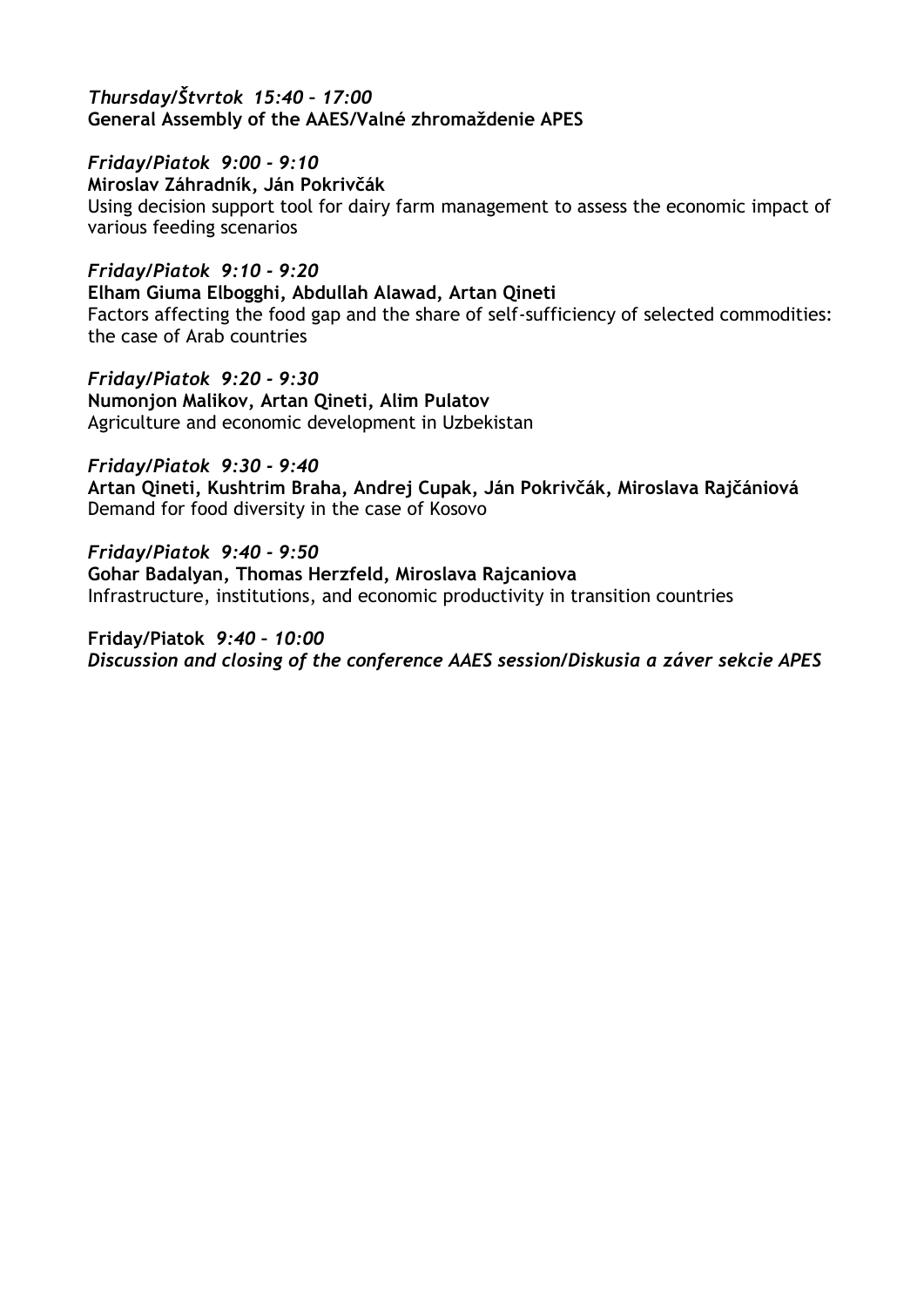*Thursday/Štvrtok 15:40 – 17:00*
**General Assembly of the AAES/Valné zhromaždenie APES**

*Friday/Piatok 9:00 - 9:10*
**Miroslav Záhradník, Ján Pokrivčák**
Using decision support tool for dairy farm management to assess the economic impact of various feeding scenarios

*Friday/Piatok 9:10 - 9:20*
**Elham Giuma Elbogghi, Abdullah Alawad, Artan Qineti**
Factors affecting the food gap and the share of self-sufficiency of selected commodities: the case of Arab countries

*Friday/Piatok 9:20 - 9:30*
**Numonjon Malikov, Artan Qineti, Alim Pulatov**
Agriculture and economic development in Uzbekistan

*Friday/Piatok 9:30 - 9:40*
**Artan Qineti, Kushtrim Braha, Andrej Cupak, Ján Pokrivčák, Miroslava Rajčániová**
Demand for food diversity in the case of Kosovo

*Friday/Piatok 9:40 - 9:50*
**Gohar Badalyan, Thomas Herzfeld, Miroslava Rajcaniova**
Infrastructure, institutions, and economic productivity in transition countries

**Friday/Piatok** *9:40 – 10:00*
***Discussion and closing of the conference AAES session/Diskusia a záver sekcie APES***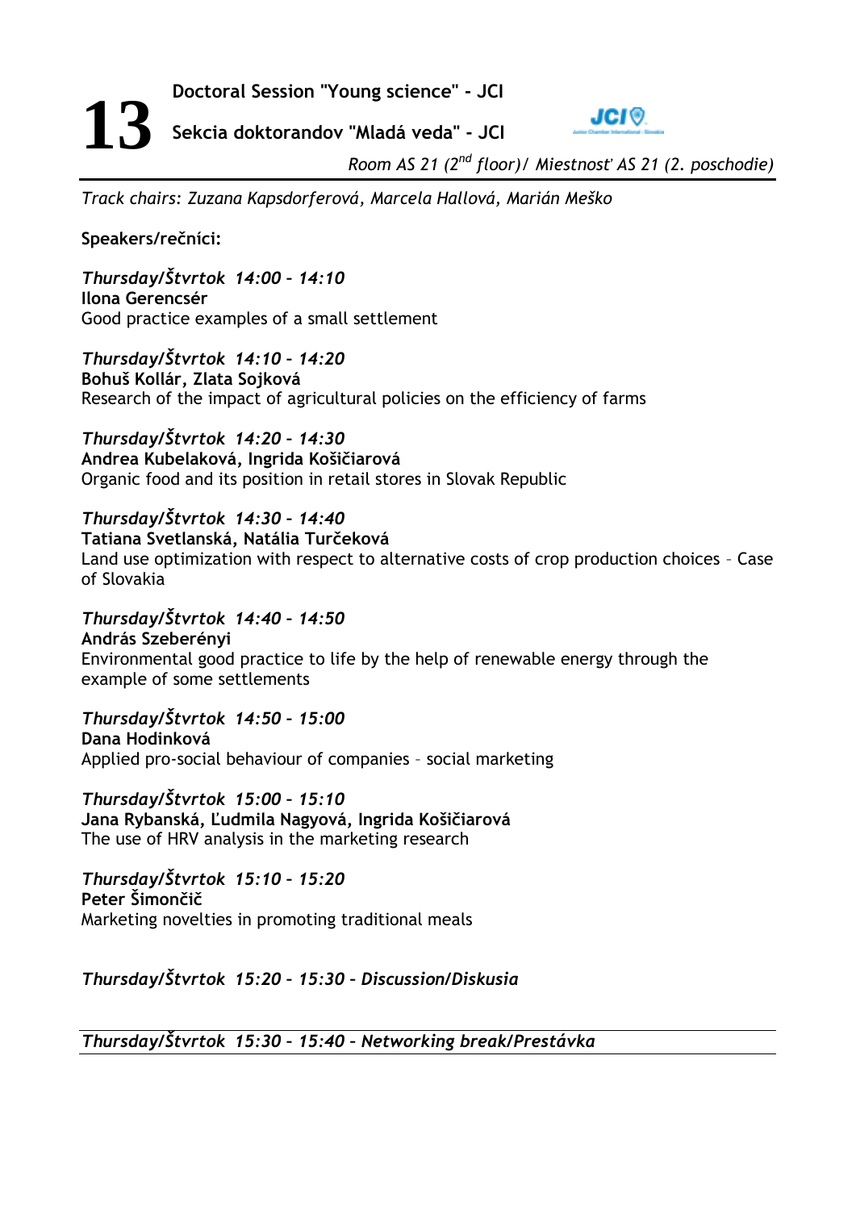# 13 Doctoral Session "Young science" - JCI

## Sekcia doktorandov "Mladá veda" - JCI

*Room AS 21 (2nd floor)/ Miestnosť AS 21 (2. poschodie)*

*Track chairs: Zuzana Kapsdorferová, Marcela Hallová, Marián Meško*

**Speakers/rečníci:**

***Thursday/Štvrtok 14:00 – 14:10***
**Ilona Gerencsér**
Good practice examples of a small settlement

***Thursday/Štvrtok 14:10 – 14:20***
**Bohuš Kollár, Zlata Sojková**
Research of the impact of agricultural policies on the efficiency of farms

***Thursday/Štvrtok 14:20 – 14:30***
**Andrea Kubelaková, Ingrida Košičiarová**
Organic food and its position in retail stores in Slovak Republic

***Thursday/Štvrtok 14:30 – 14:40***
**Tatiana Svetlanská, Natália Turčeková**
Land use optimization with respect to alternative costs of crop production choices – Case of Slovakia

***Thursday/Štvrtok 14:40 – 14:50***
**András Szeberényi**
Environmental good practice to life by the help of renewable energy through the example of some settlements

***Thursday/Štvrtok 14:50 – 15:00***
**Dana Hodinková**
Applied pro-social behaviour of companies – social marketing

***Thursday/Štvrtok 15:00 – 15:10***
**Jana Rybanská, Ľudmila Nagyová, Ingrida Košičiarová**
The use of HRV analysis in the marketing research

***Thursday/Štvrtok 15:10 – 15:20***
**Peter Šimončič**
Marketing novelties in promoting traditional meals

***Thursday/Štvrtok 15:20 – 15:30 – Discussion/Diskusia***

***Thursday/Štvrtok 15:30 – 15:40 – Networking break/Prestávka***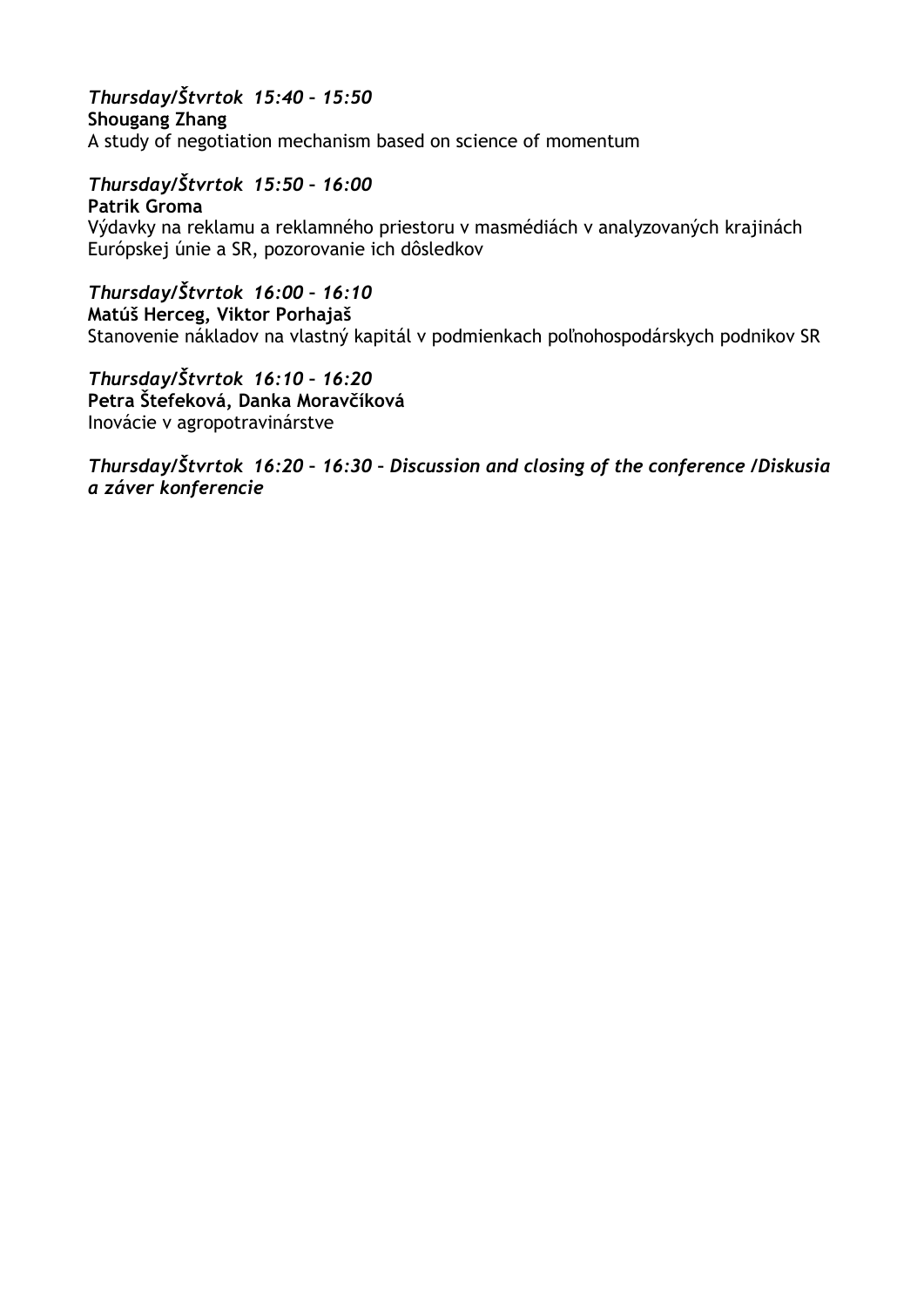*Thursday/Štvrtok 15:40 – 15:50*
**Shougang Zhang**
A study of negotiation mechanism based on science of momentum

*Thursday/Štvrtok 15:50 – 16:00*
**Patrik Groma**
Výdavky na reklamu a reklamného priestoru v masmédiách v analyzovaných krajinách Európskej únie a SR, pozorovanie ich dôsledkov

*Thursday/Štvrtok 16:00 – 16:10*
**Matúš Herceg, Viktor Porhajaš**
Stanovenie nákladov na vlastný kapitál v podmienkach poľnohospodárskych podnikov SR

*Thursday/Štvrtok 16:10 – 16:20*
**Petra Štefeková, Danka Moravčíková**
Inovácie v agropotravinárstve

***Thursday/Štvrtok 16:20 – 16:30 – Discussion and closing of the conference /Diskusia a záver konferencie***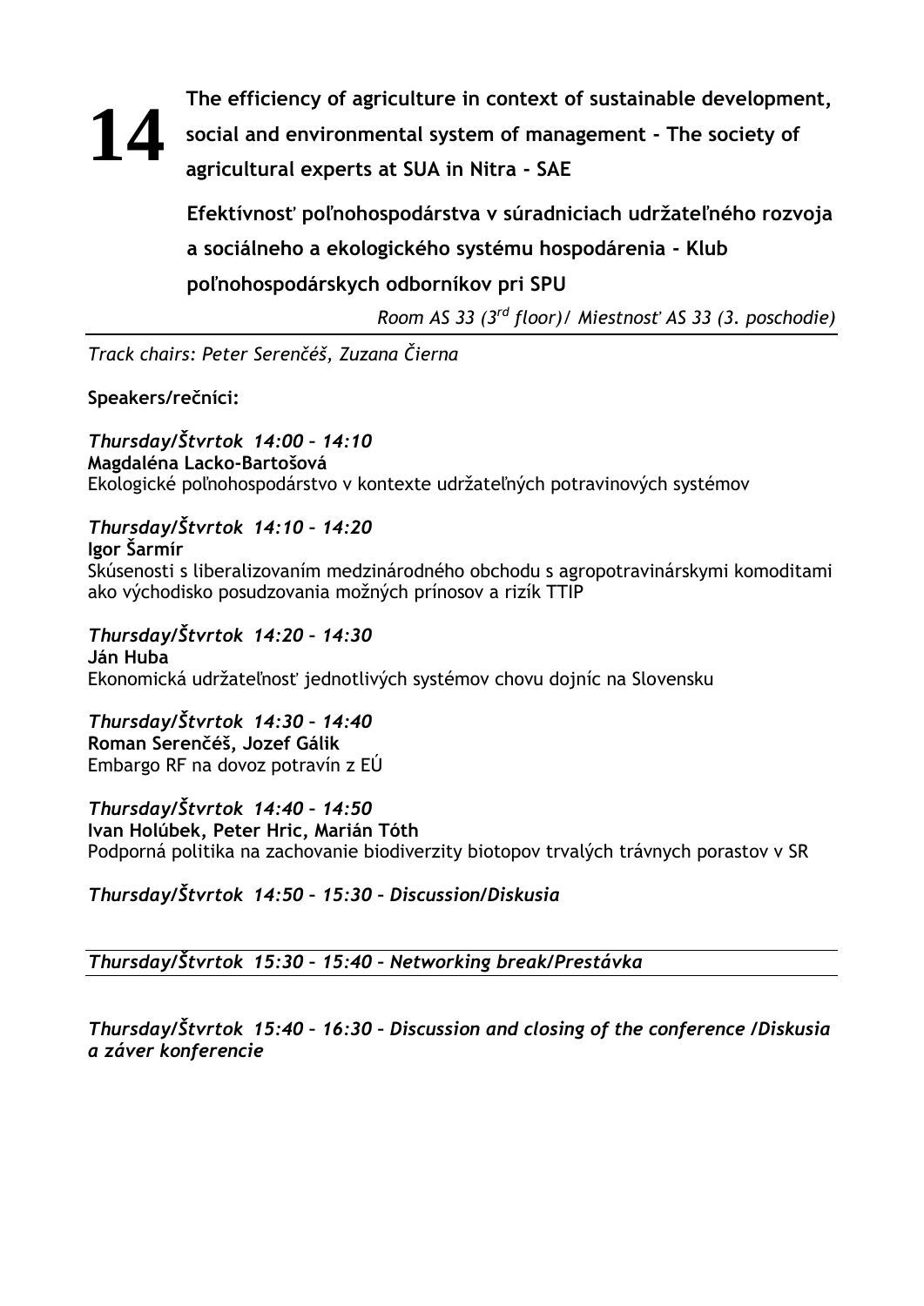# 14

**The efficiency of agriculture in context of sustainable development, social and environmental system of management - The society of agricultural experts at SUA in Nitra - SAE**

**Efektívnosť poľnohospodárstva v súradniciach udržateľného rozvoja a sociálneho a ekologického systému hospodárenia - Klub poľnohospodárskych odborníkov pri SPU**

*Room AS 33 (3rd floor)/ Miestnosť AS 33 (3. poschodie)*

---

*Track chairs: Peter Serenčéš, Zuzana Čierna*

**Speakers/rečníci:**

*Thursday/Štvrtok 14:00 – 14:10*
**Magdaléna Lacko-Bartošová**
Ekologické poľnohospodárstvo v kontexte udržateľných potravinových systémov

*Thursday/Štvrtok 14:10 – 14:20*
**Igor Šarmír**
Skúsenosti s liberalizovaním medzinárodného obchodu s agropotravinárskymi komoditami ako východisko posudzovania možných prínosov a rizík TTIP

*Thursday/Štvrtok 14:20 – 14:30*
**Ján Huba**
Ekonomická udržateľnosť jednotlivých systémov chovu dojníc na Slovensku

*Thursday/Štvrtok 14:30 – 14:40*
**Roman Serenčéš, Jozef Gálik**
Embargo RF na dovoz potravín z EÚ

*Thursday/Štvrtok 14:40 – 14:50*
**Ivan Holúbek, Peter Hric, Marián Tóth**
Podporná politika na zachovanie biodiverzity biotopov trvalých trávnych porastov v SR

*Thursday/Štvrtok 14:50 – 15:30 – Discussion/Diskusia*

---

*Thursday/Štvrtok 15:30 – 15:40 – Networking break/Prestávka*

---

*Thursday/Štvrtok 15:40 – 16:30 – Discussion and closing of the conference /Diskusia a záver konferencie*